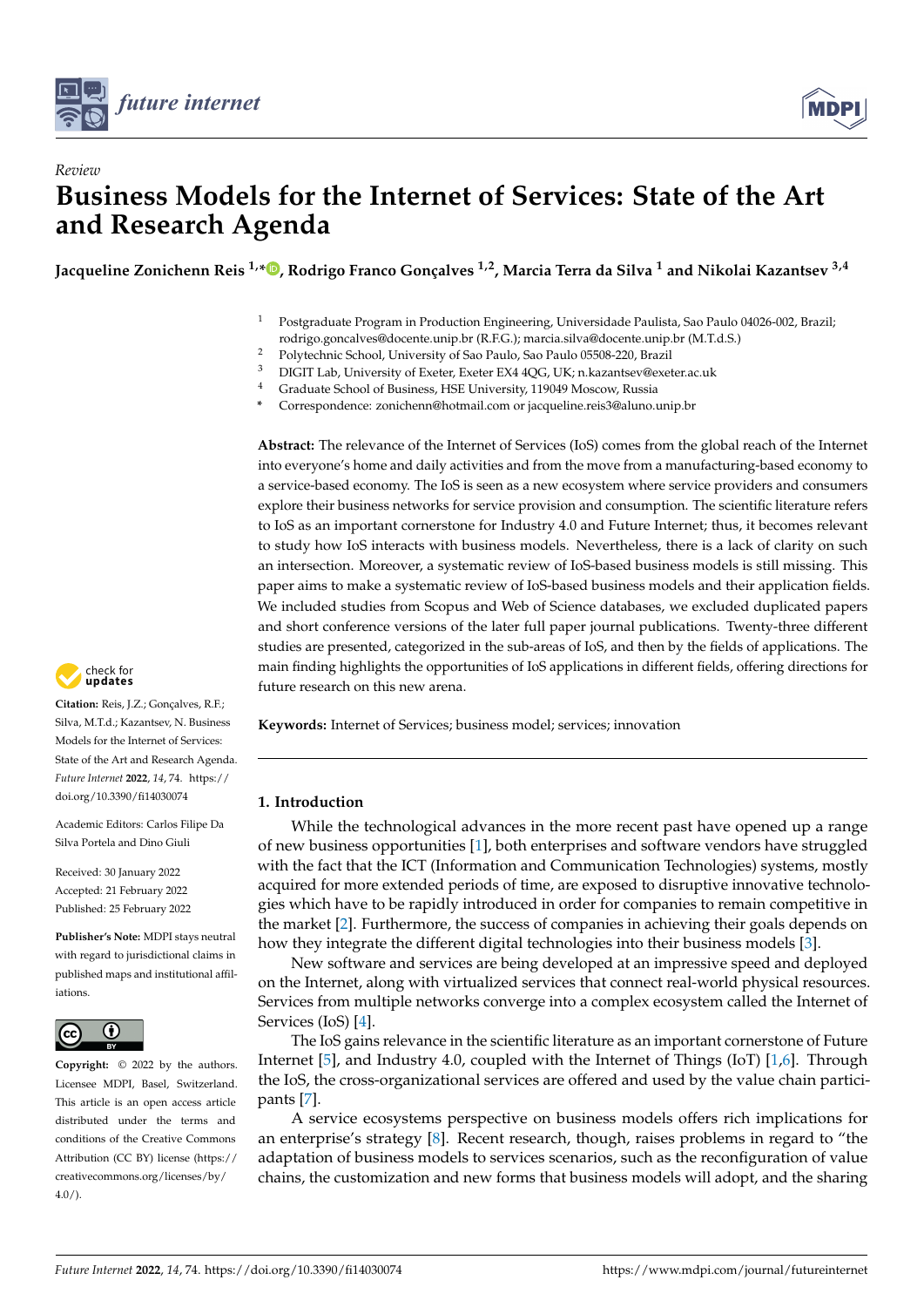*Review*

# Business Models for the Internet of Services: State of the Art and Research Agenda

**Jacqueline Zonichenn Reis [1,*], Rodrigo Franco Gonçalves [1,2], Marcia Terra da Silva [1] and Nikolai Kazantsev [3,4]**

1. Postgraduate Program in Production Engineering, Universidade Paulista, Sao Paulo 04026-002, Brazil; rodrigo.goncalves@docente.unip.br (R.F.G.); marcia.silva@docente.unip.br (M.T.d.S.)
2. Polytechnic School, University of Sao Paulo, Sao Paulo 05508-220, Brazil
3. DIGIT Lab, University of Exeter, Exeter EX4 4QG, UK; n.kazantsev@exeter.ac.uk
4. Graduate School of Business, HSE University, 119049 Moscow, Russia

\* Correspondence: zonichenn@hotmail.com or jacqueline.reis3@aluno.unip.br

**Abstract:** The relevance of the Internet of Services (IoS) comes from the global reach of the Internet into everyone's home and daily activities and from the move from a manufacturing-based economy to a service-based economy. The IoS is seen as a new ecosystem where service providers and consumers explore their business networks for service provision and consumption. The scientific literature refers to IoS as an important cornerstone for Industry 4.0 and Future Internet; thus, it becomes relevant to study how IoS interacts with business models. Nevertheless, there is a lack of clarity on such an intersection. Moreover, a systematic review of IoS-based business models is still missing. This paper aims to make a systematic review of IoS-based business models and their application fields. We included studies from Scopus and Web of Science databases, we excluded duplicated papers and short conference versions of the later full paper journal publications. Twenty-three different studies are presented, categorized in the sub-areas of IoS, and then by the fields of applications. The main finding highlights the opportunities of IoS applications in different fields, offering directions for future research on this new arena.

**Keywords:** Internet of Services; business model; services; innovation

**Citation:** Reis, J.Z.; Gonçalves, R.F.; Silva, M.T.d.; Kazantsev, N. Business Models for the Internet of Services: State of the Art and Research Agenda. *Future Internet* **2022**, *14*, 74. https://doi.org/10.3390/fi14030074

Academic Editors: Carlos Filipe Da Silva Portela and Dino Giuli

Received: 30 January 2022
Accepted: 21 February 2022
Published: 25 February 2022

**Publisher's Note:** MDPI stays neutral with regard to jurisdictional claims in published maps and institutional affiliations.

**Copyright:** © 2022 by the authors. Licensee MDPI, Basel, Switzerland. This article is an open access article distributed under the terms and conditions of the Creative Commons Attribution (CC BY) license (https://creativecommons.org/licenses/by/4.0/).

## 1. Introduction

While the technological advances in the more recent past have opened up a range of new business opportunities [1], both enterprises and software vendors have struggled with the fact that the ICT (Information and Communication Technologies) systems, mostly acquired for more extended periods of time, are exposed to disruptive innovative technologies which have to be rapidly introduced in order for companies to remain competitive in the market [2]. Furthermore, the success of companies in achieving their goals depends on how they integrate the different digital technologies into their business models [3].

New software and services are being developed at an impressive speed and deployed on the Internet, along with virtualized services that connect real-world physical resources. Services from multiple networks converge into a complex ecosystem called the Internet of Services (IoS) [4].

The IoS gains relevance in the scientific literature as an important cornerstone of Future Internet [5], and Industry 4.0, coupled with the Internet of Things (IoT) [1,6]. Through the IoS, the cross-organizational services are offered and used by the value chain participants [7].

A service ecosystems perspective on business models offers rich implications for an enterprise's strategy [8]. Recent research, though, raises problems in regard to "the adaptation of business models to services scenarios, such as the reconfiguration of value chains, the customization and new forms that business models will adopt, and the sharing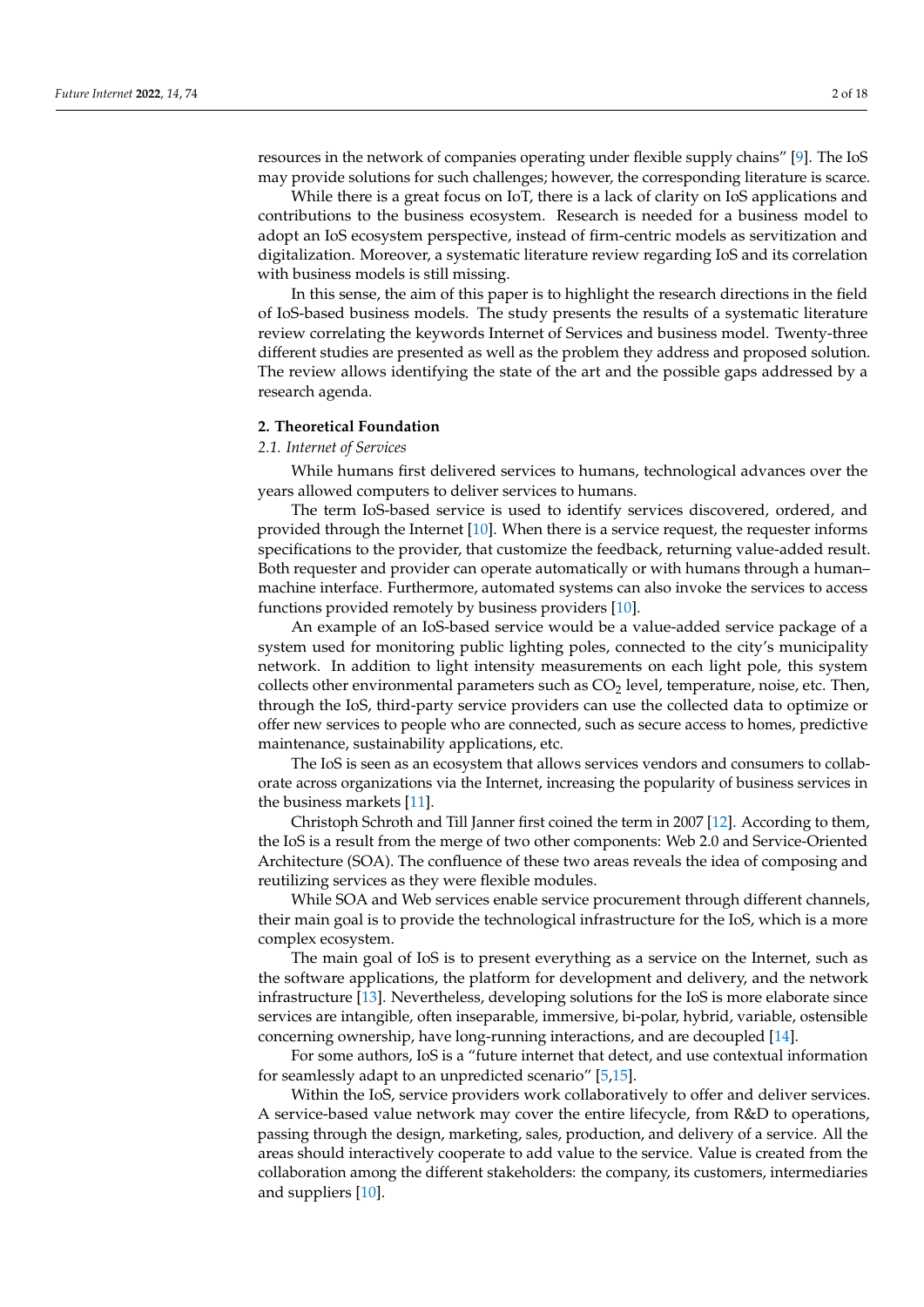resources in the network of companies operating under flexible supply chains" [9]. The IoS may provide solutions for such challenges; however, the corresponding literature is scarce.

While there is a great focus on IoT, there is a lack of clarity on IoS applications and contributions to the business ecosystem. Research is needed for a business model to adopt an IoS ecosystem perspective, instead of firm-centric models as servitization and digitalization. Moreover, a systematic literature review regarding IoS and its correlation with business models is still missing.

In this sense, the aim of this paper is to highlight the research directions in the field of IoS-based business models. The study presents the results of a systematic literature review correlating the keywords Internet of Services and business model. Twenty-three different studies are presented as well as the problem they address and proposed solution. The review allows identifying the state of the art and the possible gaps addressed by a research agenda.

## 2. Theoretical Foundation

### *2.1. Internet of Services*

While humans first delivered services to humans, technological advances over the years allowed computers to deliver services to humans.

The term IoS-based service is used to identify services discovered, ordered, and provided through the Internet [10]. When there is a service request, the requester informs specifications to the provider, that customize the feedback, returning value-added result. Both requester and provider can operate automatically or with humans through a human–machine interface. Furthermore, automated systems can also invoke the services to access functions provided remotely by business providers [10].

An example of an IoS-based service would be a value-added service package of a system used for monitoring public lighting poles, connected to the city's municipality network. In addition to light intensity measurements on each light pole, this system collects other environmental parameters such as $CO_2$ level, temperature, noise, etc. Then, through the IoS, third-party service providers can use the collected data to optimize or offer new services to people who are connected, such as secure access to homes, predictive maintenance, sustainability applications, etc.

The IoS is seen as an ecosystem that allows services vendors and consumers to collaborate across organizations via the Internet, increasing the popularity of business services in the business markets [11].

Christoph Schroth and Till Janner first coined the term in 2007 [12]. According to them, the IoS is a result from the merge of two other components: Web 2.0 and Service-Oriented Architecture (SOA). The confluence of these two areas reveals the idea of composing and reutilizing services as they were flexible modules.

While SOA and Web services enable service procurement through different channels, their main goal is to provide the technological infrastructure for the IoS, which is a more complex ecosystem.

The main goal of IoS is to present everything as a service on the Internet, such as the software applications, the platform for development and delivery, and the network infrastructure [13]. Nevertheless, developing solutions for the IoS is more elaborate since services are intangible, often inseparable, immersive, bi-polar, hybrid, variable, ostensible concerning ownership, have long-running interactions, and are decoupled [14].

For some authors, IoS is a "future internet that detect, and use contextual information for seamlessly adapt to an unpredicted scenario" [5,15].

Within the IoS, service providers work collaboratively to offer and deliver services. A service-based value network may cover the entire lifecycle, from R&D to operations, passing through the design, marketing, sales, production, and delivery of a service. All the areas should interactively cooperate to add value to the service. Value is created from the collaboration among the different stakeholders: the company, its customers, intermediaries and suppliers [10].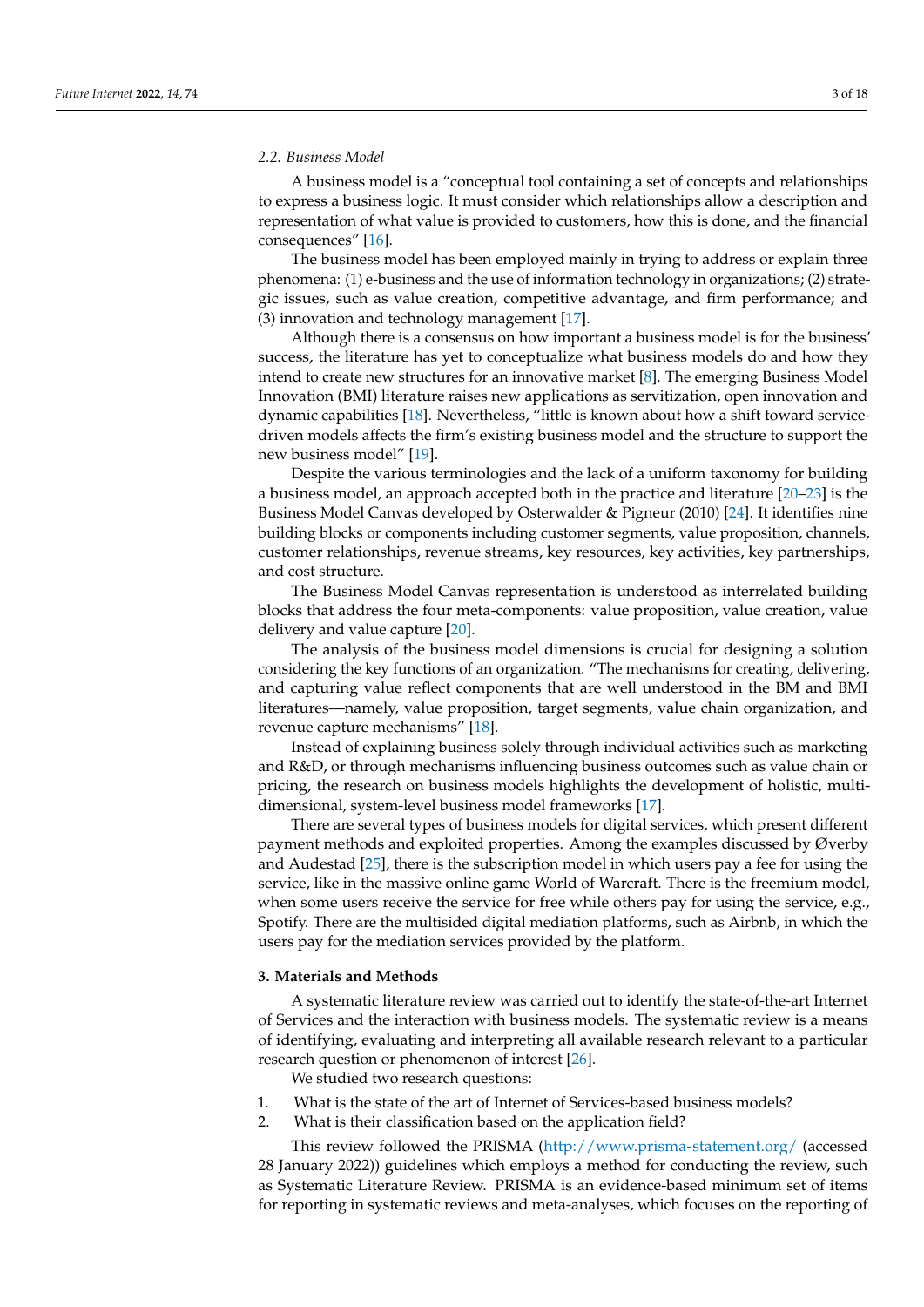### 2.2. Business Model

A business model is a "conceptual tool containing a set of concepts and relationships to express a business logic. It must consider which relationships allow a description and representation of what value is provided to customers, how this is done, and the financial consequences" [16].

The business model has been employed mainly in trying to address or explain three phenomena: (1) e-business and the use of information technology in organizations; (2) strategic issues, such as value creation, competitive advantage, and firm performance; and (3) innovation and technology management [17].

Although there is a consensus on how important a business model is for the business' success, the literature has yet to conceptualize what business models do and how they intend to create new structures for an innovative market [8]. The emerging Business Model Innovation (BMI) literature raises new applications as servitization, open innovation and dynamic capabilities [18]. Nevertheless, "little is known about how a shift toward service-driven models affects the firm's existing business model and the structure to support the new business model" [19].

Despite the various terminologies and the lack of a uniform taxonomy for building a business model, an approach accepted both in the practice and literature [20–23] is the Business Model Canvas developed by Osterwalder & Pigneur (2010) [24]. It identifies nine building blocks or components including customer segments, value proposition, channels, customer relationships, revenue streams, key resources, key activities, key partnerships, and cost structure.

The Business Model Canvas representation is understood as interrelated building blocks that address the four meta-components: value proposition, value creation, value delivery and value capture [20].

The analysis of the business model dimensions is crucial for designing a solution considering the key functions of an organization. "The mechanisms for creating, delivering, and capturing value reflect components that are well understood in the BM and BMI literatures—namely, value proposition, target segments, value chain organization, and revenue capture mechanisms" [18].

Instead of explaining business solely through individual activities such as marketing and R&D, or through mechanisms influencing business outcomes such as value chain or pricing, the research on business models highlights the development of holistic, multi-dimensional, system-level business model frameworks [17].

There are several types of business models for digital services, which present different payment methods and exploited properties. Among the examples discussed by Øverby and Audestad [25], there is the subscription model in which users pay a fee for using the service, like in the massive online game World of Warcraft. There is the freemium model, when some users receive the service for free while others pay for using the service, e.g., Spotify. There are the multisided digital mediation platforms, such as Airbnb, in which the users pay for the mediation services provided by the platform.

## 3. Materials and Methods

A systematic literature review was carried out to identify the state-of-the-art Internet of Services and the interaction with business models. The systematic review is a means of identifying, evaluating and interpreting all available research relevant to a particular research question or phenomenon of interest [26].

We studied two research questions:

1. What is the state of the art of Internet of Services-based business models?
2. What is their classification based on the application field?

This review followed the PRISMA (http://www.prisma-statement.org/ (accessed 28 January 2022)) guidelines which employs a method for conducting the review, such as Systematic Literature Review. PRISMA is an evidence-based minimum set of items for reporting in systematic reviews and meta-analyses, which focuses on the reporting of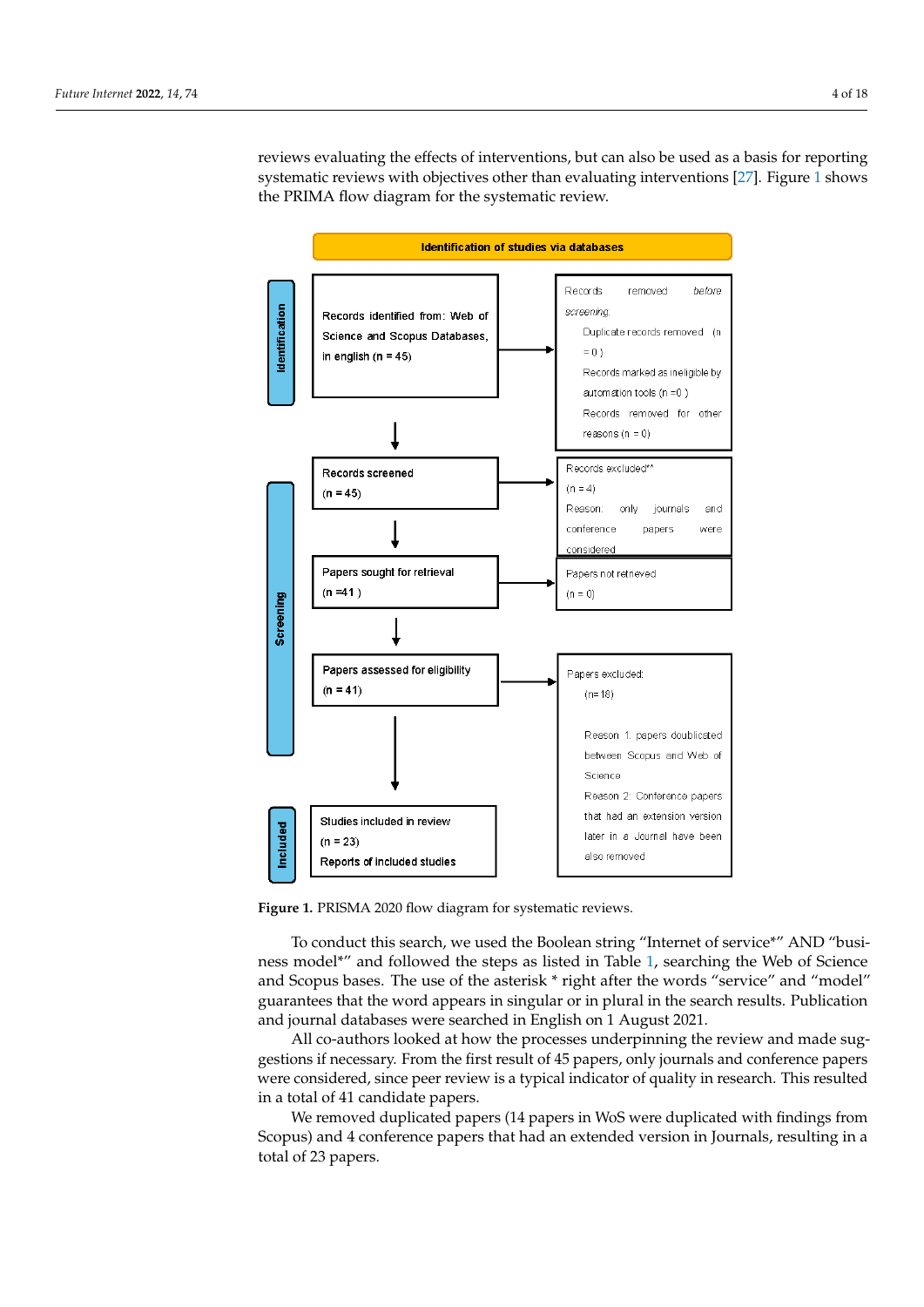reviews evaluating the effects of interventions, but can also be used as a basis for reporting systematic reviews with objectives other than evaluating interventions [27]. Figure 1 shows the PRIMA flow diagram for the systematic review.

**Identification of studies via databases**

**Identification**

Records identified from: Web of Science and Scopus Databases, in english (n = 45)

Records removed *before screening*:
- Duplicate records removed (n = 0 )
- Records marked as ineligible by automation tools (n =0 )
- Records removed for other reasons (n = 0)

**Screening**

Records screened (n = 45)

Records excluded** (n = 4)
Reason: only journals and conference papers were considered

Papers sought for retrieval (n =41 )

Papers not retrieved (n = 0)

Papers assessed for eligibility (n = 41)

Papers excluded: (n= 18)
- Reason 1: papers doublicated between Scopus and Web of Science
- Reason 2: Conference papers that had an extension version later in a Journal have been also removed

**Included**

Studies included in review (n = 23)
Reports of included studies

**Figure 1.** PRISMA 2020 flow diagram for systematic reviews.

To conduct this search, we used the Boolean string "Internet of service*" AND "business model*" and followed the steps as listed in Table 1, searching the Web of Science and Scopus bases. The use of the asterisk * right after the words "service" and "model" guarantees that the word appears in singular or in plural in the search results. Publication and journal databases were searched in English on 1 August 2021.

All co-authors looked at how the processes underpinning the review and made suggestions if necessary. From the first result of 45 papers, only journals and conference papers were considered, since peer review is a typical indicator of quality in research. This resulted in a total of 41 candidate papers.

We removed duplicated papers (14 papers in WoS were duplicated with findings from Scopus) and 4 conference papers that had an extended version in Journals, resulting in a total of 23 papers.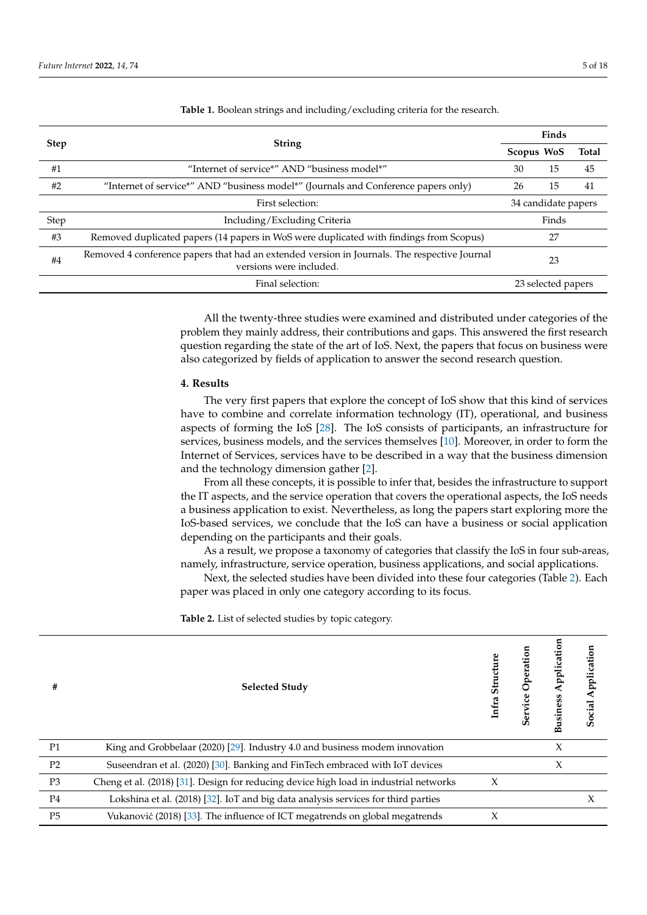**Table 1.** Boolean strings and including/excluding criteria for the research.

| Step | String | Finds | | |
|---|---|---|---|---|
| | | Scopus | WoS | Total |
| #1 | "Internet of service*" AND "business model*" | 30 | 15 | 45 |
| #2 | "Internet of service*" AND "business model*" (Journals and Conference papers only) | 26 | 15 | 41 |
| | First selection: | 34 candidate papers | | |
| Step | Including/Excluding Criteria | Finds | | |
| #3 | Removed duplicated papers (14 papers in WoS were duplicated with findings from Scopus) | 27 | | |
| #4 | Removed 4 conference papers that had an extended version in Journals. The respective Journal versions were included. | 23 | | |
| | Final selection: | 23 selected papers | | |

All the twenty-three studies were examined and distributed under categories of the problem they mainly address, their contributions and gaps. This answered the first research question regarding the state of the art of IoS. Next, the papers that focus on business were also categorized by fields of application to answer the second research question.

## 4. Results

The very first papers that explore the concept of IoS show that this kind of services have to combine and correlate information technology (IT), operational, and business aspects of forming the IoS [28]. The IoS consists of participants, an infrastructure for services, business models, and the services themselves [10]. Moreover, in order to form the Internet of Services, services have to be described in a way that the business dimension and the technology dimension gather [2].

From all these concepts, it is possible to infer that, besides the infrastructure to support the IT aspects, and the service operation that covers the operational aspects, the IoS needs a business application to exist. Nevertheless, as long the papers start exploring more the IoS-based services, we conclude that the IoS can have a business or social application depending on the participants and their goals.

As a result, we propose a taxonomy of categories that classify the IoS in four sub-areas, namely, infrastructure, service operation, business applications, and social applications.

Next, the selected studies have been divided into these four categories (Table 2). Each paper was placed in only one category according to its focus.

**Table 2.** List of selected studies by topic category.

| # | Selected Study | Infra Structure | Service Operation | Business Application | Social Application |
|---|---|---|---|---|---|
| P1 | King and Grobbelaar (2020) [29]. Industry 4.0 and business modem innovation | | | X | |
| P2 | Suseendran et al. (2020) [30]. Banking and FinTech embraced with IoT devices | | | X | |
| P3 | Cheng et al. (2018) [31]. Design for reducing device high load in industrial networks | X | | | |
| P4 | Lokshina et al. (2018) [32]. IoT and big data analysis services for third parties | | | | X |
| P5 | Vukanović (2018) [33]. The influence of ICT megatrends on global megatrends | X | | | |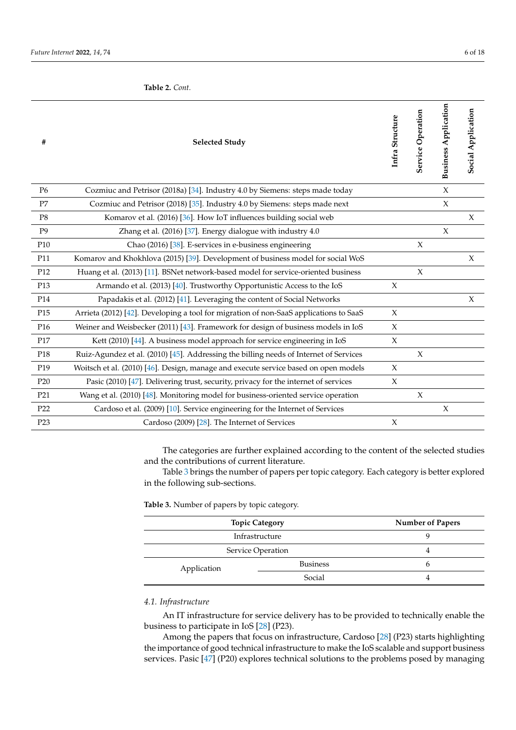**Table 2.** *Cont.*

| # | Selected Study | Infra Structure | Service Operation | Business Application | Social Application |
|---|---|---|---|---|---|
| P6 | Cozmiuc and Petrisor (2018a) [34]. Industry 4.0 by Siemens: steps made today | | | X | |
| P7 | Cozmiuc and Petrisor (2018) [35]. Industry 4.0 by Siemens: steps made next | | | X | |
| P8 | Komarov et al. (2016) [36]. How IoT influences building social web | | | | X |
| P9 | Zhang et al. (2016) [37]. Energy dialogue with industry 4.0 | | | X | |
| P10 | Chao (2016) [38]. E-services in e-business engineering | | X | | |
| P11 | Komarov and Khokhlova (2015) [39]. Development of business model for social WoS | | | | X |
| P12 | Huang et al. (2013) [11]. BSNet network-based model for service-oriented business | | X | | |
| P13 | Armando et al. (2013) [40]. Trustworthy Opportunistic Access to the IoS | X | | | |
| P14 | Papadakis et al. (2012) [41]. Leveraging the content of Social Networks | | | | X |
| P15 | Arrieta (2012) [42]. Developing a tool for migration of non-SaaS applications to SaaS | X | | | |
| P16 | Weiner and Weisbecker (2011) [43]. Framework for design of business models in IoS | X | | | |
| P17 | Kett (2010) [44]. A business model approach for service engineering in IoS | X | | | |
| P18 | Ruiz-Agundez et al. (2010) [45]. Addressing the billing needs of Internet of Services | | X | | |
| P19 | Woitsch et al. (2010) [46]. Design, manage and execute service based on open models | X | | | |
| P20 | Pasic (2010) [47]. Delivering trust, security, privacy for the internet of services | X | | | |
| P21 | Wang et al. (2010) [48]. Monitoring model for business-oriented service operation | | X | | |
| P22 | Cardoso et al. (2009) [10]. Service engineering for the Internet of Services | | | X | |
| P23 | Cardoso (2009) [28]. The Internet of Services | X | | | |

The categories are further explained according to the content of the selected studies and the contributions of current literature.

Table 3 brings the number of papers per topic category. Each category is better explored in the following sub-sections.

**Table 3.** Number of papers by topic category.

| Topic Category | | Number of Papers |
|---|---|---|
| Infrastructure | | 9 |
| Service Operation | | 4 |
| Application | Business | 6 |
| | Social | 4 |

### 4.1. Infrastructure

An IT infrastructure for service delivery has to be provided to technically enable the business to participate in IoS [28] (P23).

Among the papers that focus on infrastructure, Cardoso [28] (P23) starts highlighting the importance of good technical infrastructure to make the IoS scalable and support business services. Pasic [47] (P20) explores technical solutions to the problems posed by managing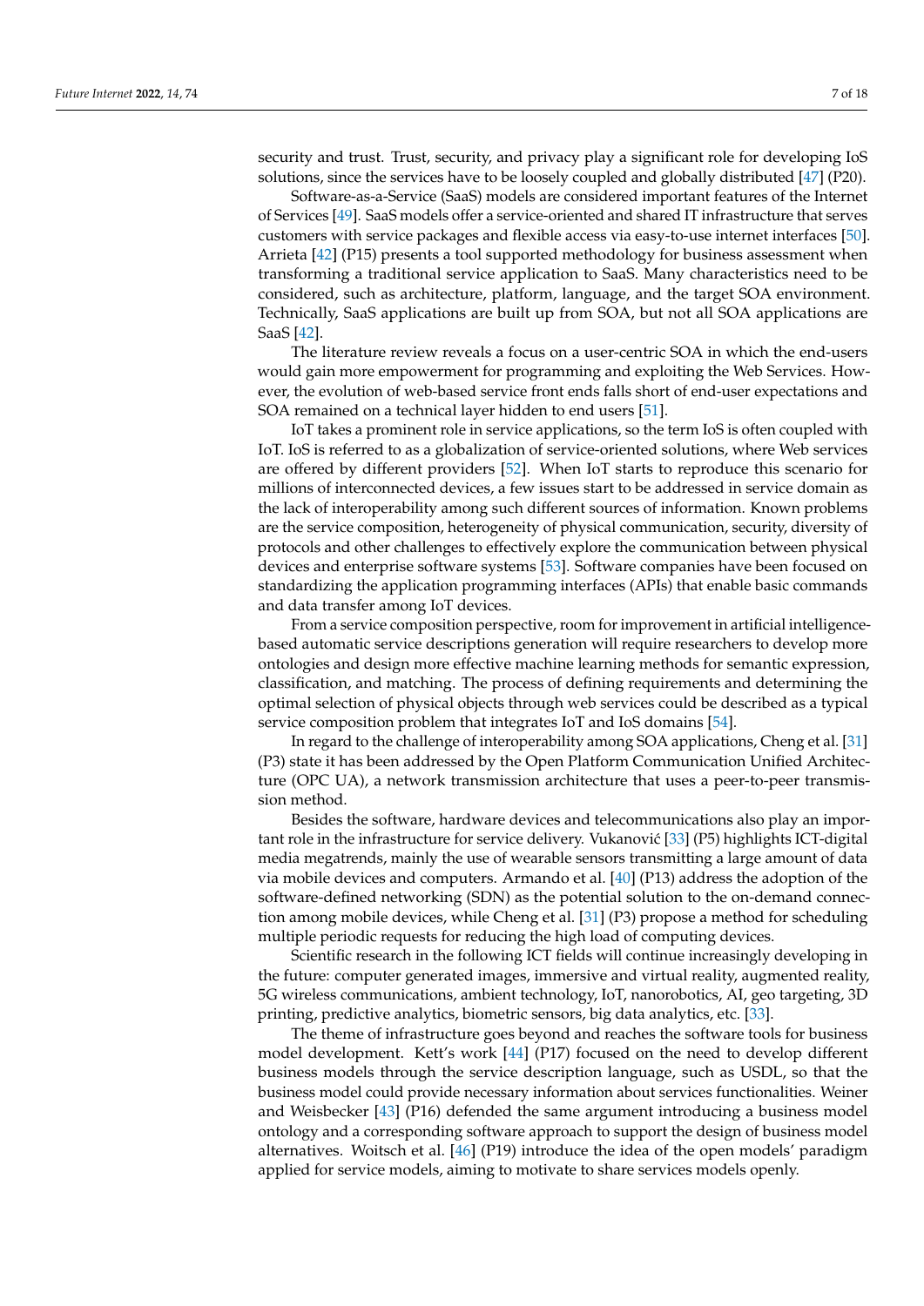security and trust. Trust, security, and privacy play a significant role for developing IoS solutions, since the services have to be loosely coupled and globally distributed [47] (P20).

Software-as-a-Service (SaaS) models are considered important features of the Internet of Services [49]. SaaS models offer a service-oriented and shared IT infrastructure that serves customers with service packages and flexible access via easy-to-use internet interfaces [50]. Arrieta [42] (P15) presents a tool supported methodology for business assessment when transforming a traditional service application to SaaS. Many characteristics need to be considered, such as architecture, platform, language, and the target SOA environment. Technically, SaaS applications are built up from SOA, but not all SOA applications are SaaS [42].

The literature review reveals a focus on a user-centric SOA in which the end-users would gain more empowerment for programming and exploiting the Web Services. However, the evolution of web-based service front ends falls short of end-user expectations and SOA remained on a technical layer hidden to end users [51].

IoT takes a prominent role in service applications, so the term IoS is often coupled with IoT. IoS is referred to as a globalization of service-oriented solutions, where Web services are offered by different providers [52]. When IoT starts to reproduce this scenario for millions of interconnected devices, a few issues start to be addressed in service domain as the lack of interoperability among such different sources of information. Known problems are the service composition, heterogeneity of physical communication, security, diversity of protocols and other challenges to effectively explore the communication between physical devices and enterprise software systems [53]. Software companies have been focused on standardizing the application programming interfaces (APIs) that enable basic commands and data transfer among IoT devices.

From a service composition perspective, room for improvement in artificial intelligence-based automatic service descriptions generation will require researchers to develop more ontologies and design more effective machine learning methods for semantic expression, classification, and matching. The process of defining requirements and determining the optimal selection of physical objects through web services could be described as a typical service composition problem that integrates IoT and IoS domains [54].

In regard to the challenge of interoperability among SOA applications, Cheng et al. [31] (P3) state it has been addressed by the Open Platform Communication Unified Architecture (OPC UA), a network transmission architecture that uses a peer-to-peer transmission method.

Besides the software, hardware devices and telecommunications also play an important role in the infrastructure for service delivery. Vukanović [33] (P5) highlights ICT-digital media megatrends, mainly the use of wearable sensors transmitting a large amount of data via mobile devices and computers. Armando et al. [40] (P13) address the adoption of the software-defined networking (SDN) as the potential solution to the on-demand connection among mobile devices, while Cheng et al. [31] (P3) propose a method for scheduling multiple periodic requests for reducing the high load of computing devices.

Scientific research in the following ICT fields will continue increasingly developing in the future: computer generated images, immersive and virtual reality, augmented reality, 5G wireless communications, ambient technology, IoT, nanorobotics, AI, geo targeting, 3D printing, predictive analytics, biometric sensors, big data analytics, etc. [33].

The theme of infrastructure goes beyond and reaches the software tools for business model development. Kett's work [44] (P17) focused on the need to develop different business models through the service description language, such as USDL, so that the business model could provide necessary information about services functionalities. Weiner and Weisbecker [43] (P16) defended the same argument introducing a business model ontology and a corresponding software approach to support the design of business model alternatives. Woitsch et al. [46] (P19) introduce the idea of the open models' paradigm applied for service models, aiming to motivate to share services models openly.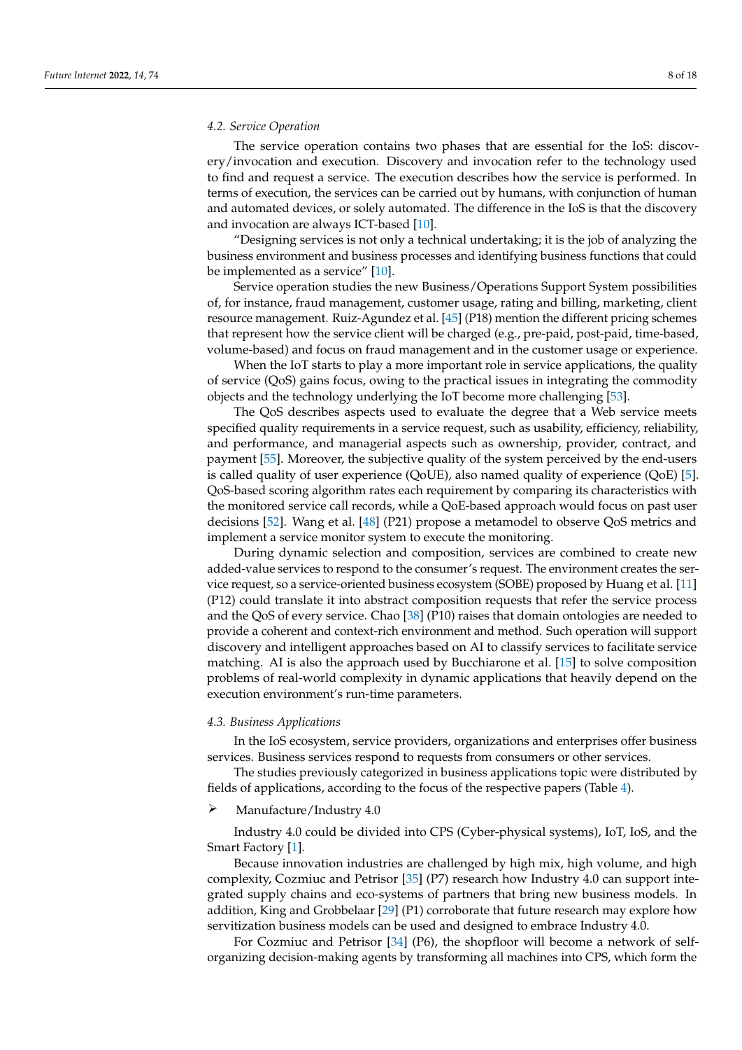### *4.2. Service Operation*

The service operation contains two phases that are essential for the IoS: discovery/invocation and execution. Discovery and invocation refer to the technology used to find and request a service. The execution describes how the service is performed. In terms of execution, the services can be carried out by humans, with conjunction of human and automated devices, or solely automated. The difference in the IoS is that the discovery and invocation are always ICT-based [10].

"Designing services is not only a technical undertaking; it is the job of analyzing the business environment and business processes and identifying business functions that could be implemented as a service" [10].

Service operation studies the new Business/Operations Support System possibilities of, for instance, fraud management, customer usage, rating and billing, marketing, client resource management. Ruiz-Agundez et al. [45] (P18) mention the different pricing schemes that represent how the service client will be charged (e.g., pre-paid, post-paid, time-based, volume-based) and focus on fraud management and in the customer usage or experience.

When the IoT starts to play a more important role in service applications, the quality of service (QoS) gains focus, owing to the practical issues in integrating the commodity objects and the technology underlying the IoT become more challenging [53].

The QoS describes aspects used to evaluate the degree that a Web service meets specified quality requirements in a service request, such as usability, efficiency, reliability, and performance, and managerial aspects such as ownership, provider, contract, and payment [55]. Moreover, the subjective quality of the system perceived by the end-users is called quality of user experience (QoUE), also named quality of experience (QoE) [5]. QoS-based scoring algorithm rates each requirement by comparing its characteristics with the monitored service call records, while a QoE-based approach would focus on past user decisions [52]. Wang et al. [48] (P21) propose a metamodel to observe QoS metrics and implement a service monitor system to execute the monitoring.

During dynamic selection and composition, services are combined to create new added-value services to respond to the consumer's request. The environment creates the service request, so a service-oriented business ecosystem (SOBE) proposed by Huang et al. [11] (P12) could translate it into abstract composition requests that refer the service process and the QoS of every service. Chao [38] (P10) raises that domain ontologies are needed to provide a coherent and context-rich environment and method. Such operation will support discovery and intelligent approaches based on AI to classify services to facilitate service matching. AI is also the approach used by Bucchiarone et al. [15] to solve composition problems of real-world complexity in dynamic applications that heavily depend on the execution environment's run-time parameters.

### *4.3. Business Applications*

In the IoS ecosystem, service providers, organizations and enterprises offer business services. Business services respond to requests from consumers or other services.

The studies previously categorized in business applications topic were distributed by fields of applications, according to the focus of the respective papers (Table 4).

- Manufacture/Industry 4.0

Industry 4.0 could be divided into CPS (Cyber-physical systems), IoT, IoS, and the Smart Factory [1].

Because innovation industries are challenged by high mix, high volume, and high complexity, Cozmiuc and Petrisor [35] (P7) research how Industry 4.0 can support integrated supply chains and eco-systems of partners that bring new business models. In addition, King and Grobbelaar [29] (P1) corroborate that future research may explore how servitization business models can be used and designed to embrace Industry 4.0.

For Cozmiuc and Petrisor [34] (P6), the shopfloor will become a network of self-organizing decision-making agents by transforming all machines into CPS, which form the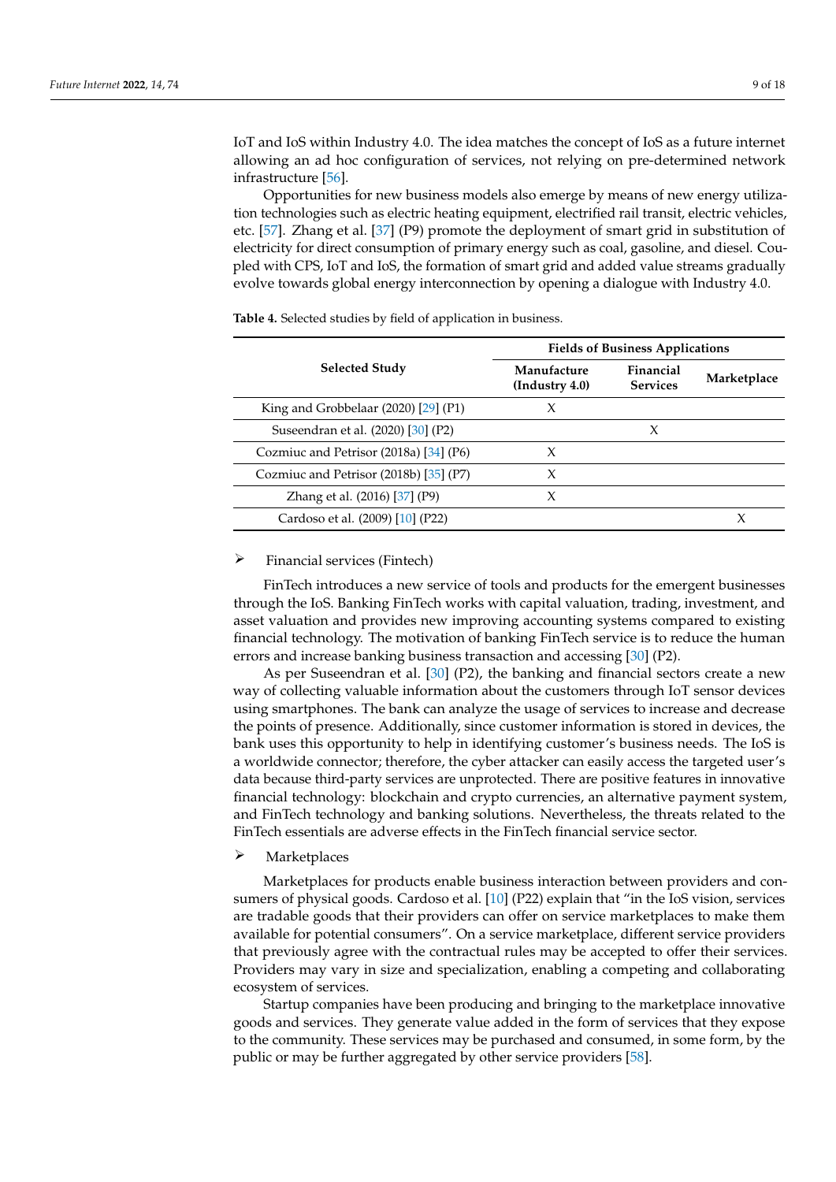IoT and IoS within Industry 4.0. The idea matches the concept of IoS as a future internet allowing an ad hoc configuration of services, not relying on pre-determined network infrastructure [56].

Opportunities for new business models also emerge by means of new energy utilization technologies such as electric heating equipment, electrified rail transit, electric vehicles, etc. [57]. Zhang et al. [37] (P9) promote the deployment of smart grid in substitution of electricity for direct consumption of primary energy such as coal, gasoline, and diesel. Coupled with CPS, IoT and IoS, the formation of smart grid and added value streams gradually evolve towards global energy interconnection by opening a dialogue with Industry 4.0.

**Table 4.** Selected studies by field of application in business.

| Selected Study | Fields of Business Applications | | |
|---|---|---|---|
| | Manufacture (Industry 4.0) | Financial Services | Marketplace |
| King and Grobbelaar (2020) [29] (P1) | X | | |
| Suseendran et al. (2020) [30] (P2) | | X | |
| Cozmiuc and Petrisor (2018a) [34] (P6) | X | | |
| Cozmiuc and Petrisor (2018b) [35] (P7) | X | | |
| Zhang et al. (2016) [37] (P9) | X | | |
| Cardoso et al. (2009) [10] (P22) | | | X |

- Financial services (Fintech)

FinTech introduces a new service of tools and products for the emergent businesses through the IoS. Banking FinTech works with capital valuation, trading, investment, and asset valuation and provides new improving accounting systems compared to existing financial technology. The motivation of banking FinTech service is to reduce the human errors and increase banking business transaction and accessing [30] (P2).

As per Suseendran et al. [30] (P2), the banking and financial sectors create a new way of collecting valuable information about the customers through IoT sensor devices using smartphones. The bank can analyze the usage of services to increase and decrease the points of presence. Additionally, since customer information is stored in devices, the bank uses this opportunity to help in identifying customer's business needs. The IoS is a worldwide connector; therefore, the cyber attacker can easily access the targeted user's data because third-party services are unprotected. There are positive features in innovative financial technology: blockchain and crypto currencies, an alternative payment system, and FinTech technology and banking solutions. Nevertheless, the threats related to the FinTech essentials are adverse effects in the FinTech financial service sector.

- Marketplaces

Marketplaces for products enable business interaction between providers and consumers of physical goods. Cardoso et al. [10] (P22) explain that "in the IoS vision, services are tradable goods that their providers can offer on service marketplaces to make them available for potential consumers". On a service marketplace, different service providers that previously agree with the contractual rules may be accepted to offer their services. Providers may vary in size and specialization, enabling a competing and collaborating ecosystem of services.

Startup companies have been producing and bringing to the marketplace innovative goods and services. They generate value added in the form of services that they expose to the community. These services may be purchased and consumed, in some form, by the public or may be further aggregated by other service providers [58].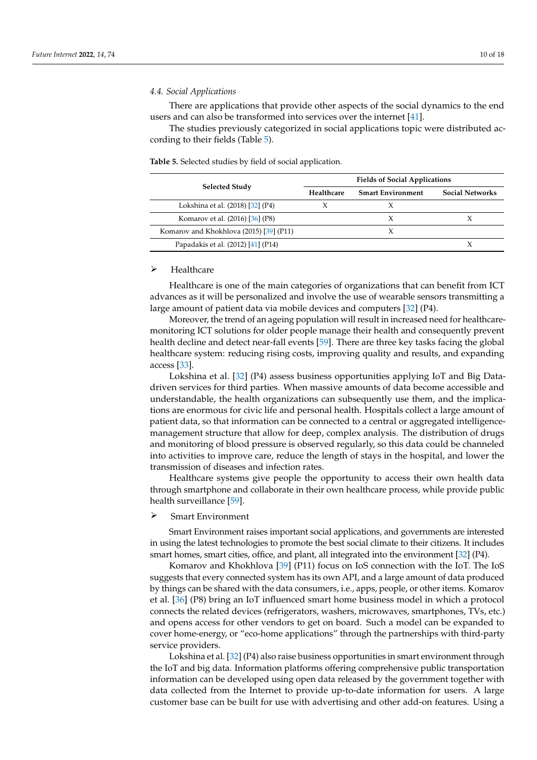### 4.4. Social Applications

There are applications that provide other aspects of the social dynamics to the end users and can also be transformed into services over the internet [41].

The studies previously categorized in social applications topic were distributed according to their fields (Table 5).

**Table 5.** Selected studies by field of social application.

| Selected Study | Fields of Social Applications | | |
|---|---|---|---|
| | Healthcare | Smart Environment | Social Networks |
| Lokshina et al. (2018) [32] (P4) | X | X | |
| Komarov et al. (2016) [36] (P8) | | X | X |
| Komarov and Khokhlova (2015) [39] (P11) | | X | |
| Papadakis et al. (2012) [41] (P14) | | | X |

- Healthcare

Healthcare is one of the main categories of organizations that can benefit from ICT advances as it will be personalized and involve the use of wearable sensors transmitting a large amount of patient data via mobile devices and computers [32] (P4).

Moreover, the trend of an ageing population will result in increased need for healthcare-monitoring ICT solutions for older people manage their health and consequently prevent health decline and detect near-fall events [59]. There are three key tasks facing the global healthcare system: reducing rising costs, improving quality and results, and expanding access [33].

Lokshina et al. [32] (P4) assess business opportunities applying IoT and Big Data-driven services for third parties. When massive amounts of data become accessible and understandable, the health organizations can subsequently use them, and the implications are enormous for civic life and personal health. Hospitals collect a large amount of patient data, so that information can be connected to a central or aggregated intelligence-management structure that allow for deep, complex analysis. The distribution of drugs and monitoring of blood pressure is observed regularly, so this data could be channeled into activities to improve care, reduce the length of stays in the hospital, and lower the transmission of diseases and infection rates.

Healthcare systems give people the opportunity to access their own health data through smartphone and collaborate in their own healthcare process, while provide public health surveillance [59].

- Smart Environment

Smart Environment raises important social applications, and governments are interested in using the latest technologies to promote the best social climate to their citizens. It includes smart homes, smart cities, office, and plant, all integrated into the environment [32] (P4).

Komarov and Khokhlova [39] (P11) focus on IoS connection with the IoT. The IoS suggests that every connected system has its own API, and a large amount of data produced by things can be shared with the data consumers, i.e., apps, people, or other items. Komarov et al. [36] (P8) bring an IoT influenced smart home business model in which a protocol connects the related devices (refrigerators, washers, microwaves, smartphones, TVs, etc.) and opens access for other vendors to get on board. Such a model can be expanded to cover home-energy, or "eco-home applications" through the partnerships with third-party service providers.

Lokshina et al. [32] (P4) also raise business opportunities in smart environment through the IoT and big data. Information platforms offering comprehensive public transportation information can be developed using open data released by the government together with data collected from the Internet to provide up-to-date information for users. A large customer base can be built for use with advertising and other add-on features. Using a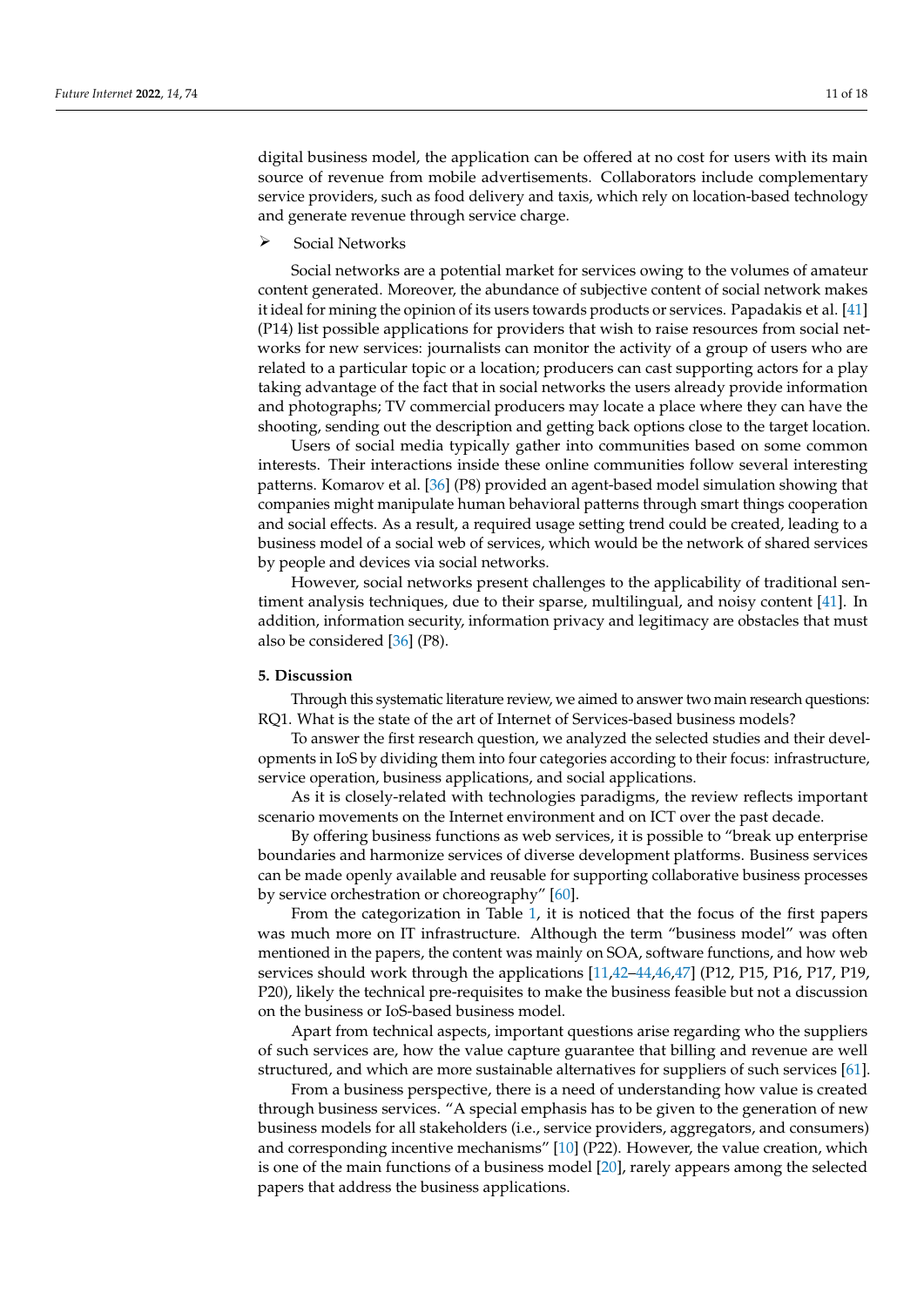digital business model, the application can be offered at no cost for users with its main source of revenue from mobile advertisements. Collaborators include complementary service providers, such as food delivery and taxis, which rely on location-based technology and generate revenue through service charge.

- Social Networks

Social networks are a potential market for services owing to the volumes of amateur content generated. Moreover, the abundance of subjective content of social network makes it ideal for mining the opinion of its users towards products or services. Papadakis et al. [41] (P14) list possible applications for providers that wish to raise resources from social networks for new services: journalists can monitor the activity of a group of users who are related to a particular topic or a location; producers can cast supporting actors for a play taking advantage of the fact that in social networks the users already provide information and photographs; TV commercial producers may locate a place where they can have the shooting, sending out the description and getting back options close to the target location.

Users of social media typically gather into communities based on some common interests. Their interactions inside these online communities follow several interesting patterns. Komarov et al. [36] (P8) provided an agent-based model simulation showing that companies might manipulate human behavioral patterns through smart things cooperation and social effects. As a result, a required usage setting trend could be created, leading to a business model of a social web of services, which would be the network of shared services by people and devices via social networks.

However, social networks present challenges to the applicability of traditional sentiment analysis techniques, due to their sparse, multilingual, and noisy content [41]. In addition, information security, information privacy and legitimacy are obstacles that must also be considered [36] (P8).

## 5. Discussion

Through this systematic literature review, we aimed to answer two main research questions: RQ1. What is the state of the art of Internet of Services-based business models?

To answer the first research question, we analyzed the selected studies and their developments in IoS by dividing them into four categories according to their focus: infrastructure, service operation, business applications, and social applications.

As it is closely-related with technologies paradigms, the review reflects important scenario movements on the Internet environment and on ICT over the past decade.

By offering business functions as web services, it is possible to "break up enterprise boundaries and harmonize services of diverse development platforms. Business services can be made openly available and reusable for supporting collaborative business processes by service orchestration or choreography" [60].

From the categorization in Table 1, it is noticed that the focus of the first papers was much more on IT infrastructure. Although the term "business model" was often mentioned in the papers, the content was mainly on SOA, software functions, and how web services should work through the applications [11,42–44,46,47] (P12, P15, P16, P17, P19, P20), likely the technical pre-requisites to make the business feasible but not a discussion on the business or IoS-based business model.

Apart from technical aspects, important questions arise regarding who the suppliers of such services are, how the value capture guarantee that billing and revenue are well structured, and which are more sustainable alternatives for suppliers of such services [61].

From a business perspective, there is a need of understanding how value is created through business services. "A special emphasis has to be given to the generation of new business models for all stakeholders (i.e., service providers, aggregators, and consumers) and corresponding incentive mechanisms" [10] (P22). However, the value creation, which is one of the main functions of a business model [20], rarely appears among the selected papers that address the business applications.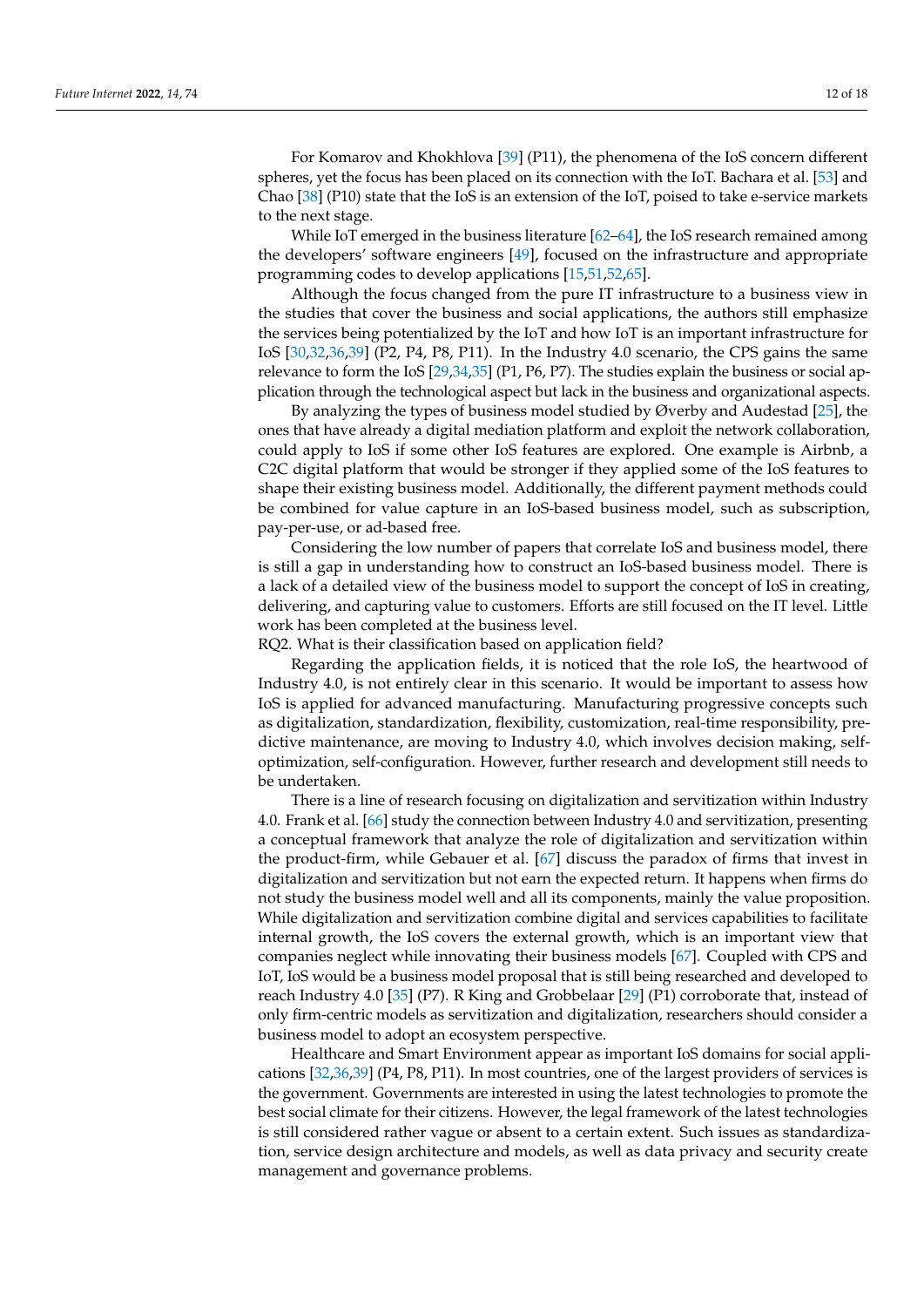For Komarov and Khokhlova [39] (P11), the phenomena of the IoS concern different spheres, yet the focus has been placed on its connection with the IoT. Bachara et al. [53] and Chao [38] (P10) state that the IoS is an extension of the IoT, poised to take e-service markets to the next stage.

While IoT emerged in the business literature [62–64], the IoS research remained among the developers' software engineers [49], focused on the infrastructure and appropriate programming codes to develop applications [15,51,52,65].

Although the focus changed from the pure IT infrastructure to a business view in the studies that cover the business and social applications, the authors still emphasize the services being potentialized by the IoT and how IoT is an important infrastructure for IoS [30,32,36,39] (P2, P4, P8, P11). In the Industry 4.0 scenario, the CPS gains the same relevance to form the IoS [29,34,35] (P1, P6, P7). The studies explain the business or social application through the technological aspect but lack in the business and organizational aspects.

By analyzing the types of business model studied by Øverby and Audestad [25], the ones that have already a digital mediation platform and exploit the network collaboration, could apply to IoS if some other IoS features are explored. One example is Airbnb, a C2C digital platform that would be stronger if they applied some of the IoS features to shape their existing business model. Additionally, the different payment methods could be combined for value capture in an IoS-based business model, such as subscription, pay-per-use, or ad-based free.

Considering the low number of papers that correlate IoS and business model, there is still a gap in understanding how to construct an IoS-based business model. There is a lack of a detailed view of the business model to support the concept of IoS in creating, delivering, and capturing value to customers. Efforts are still focused on the IT level. Little work has been completed at the business level.

RQ2. What is their classification based on application field?

Regarding the application fields, it is noticed that the role IoS, the heartwood of Industry 4.0, is not entirely clear in this scenario. It would be important to assess how IoS is applied for advanced manufacturing. Manufacturing progressive concepts such as digitalization, standardization, flexibility, customization, real-time responsibility, predictive maintenance, are moving to Industry 4.0, which involves decision making, self-optimization, self-configuration. However, further research and development still needs to be undertaken.

There is a line of research focusing on digitalization and servitization within Industry 4.0. Frank et al. [66] study the connection between Industry 4.0 and servitization, presenting a conceptual framework that analyze the role of digitalization and servitization within the product-firm, while Gebauer et al. [67] discuss the paradox of firms that invest in digitalization and servitization but not earn the expected return. It happens when firms do not study the business model well and all its components, mainly the value proposition. While digitalization and servitization combine digital and services capabilities to facilitate internal growth, the IoS covers the external growth, which is an important view that companies neglect while innovating their business models [67]. Coupled with CPS and IoT, IoS would be a business model proposal that is still being researched and developed to reach Industry 4.0 [35] (P7). R King and Grobbelaar [29] (P1) corroborate that, instead of only firm-centric models as servitization and digitalization, researchers should consider a business model to adopt an ecosystem perspective.

Healthcare and Smart Environment appear as important IoS domains for social applications [32,36,39] (P4, P8, P11). In most countries, one of the largest providers of services is the government. Governments are interested in using the latest technologies to promote the best social climate for their citizens. However, the legal framework of the latest technologies is still considered rather vague or absent to a certain extent. Such issues as standardization, service design architecture and models, as well as data privacy and security create management and governance problems.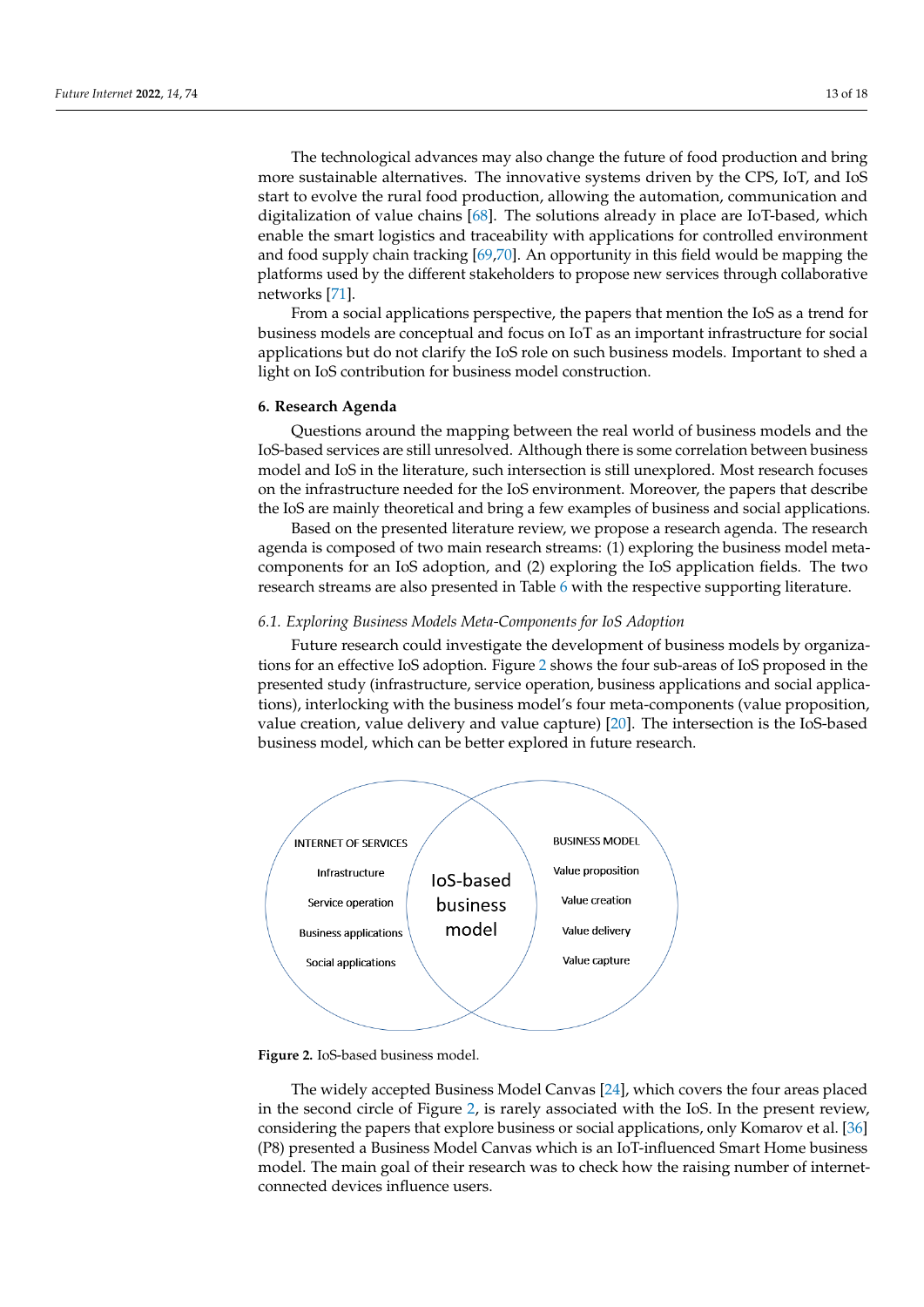The technological advances may also change the future of food production and bring more sustainable alternatives. The innovative systems driven by the CPS, IoT, and IoS start to evolve the rural food production, allowing the automation, communication and digitalization of value chains [68]. The solutions already in place are IoT-based, which enable the smart logistics and traceability with applications for controlled environment and food supply chain tracking [69,70]. An opportunity in this field would be mapping the platforms used by the different stakeholders to propose new services through collaborative networks [71].

From a social applications perspective, the papers that mention the IoS as a trend for business models are conceptual and focus on IoT as an important infrastructure for social applications but do not clarify the IoS role on such business models. Important to shed a light on IoS contribution for business model construction.

## 6. Research Agenda

Questions around the mapping between the real world of business models and the IoS-based services are still unresolved. Although there is some correlation between business model and IoS in the literature, such intersection is still unexplored. Most research focuses on the infrastructure needed for the IoS environment. Moreover, the papers that describe the IoS are mainly theoretical and bring a few examples of business and social applications.

Based on the presented literature review, we propose a research agenda. The research agenda is composed of two main research streams: (1) exploring the business model meta-components for an IoS adoption, and (2) exploring the IoS application fields. The two research streams are also presented in Table 6 with the respective supporting literature.

### *6.1. Exploring Business Models Meta-Components for IoS Adoption*

Future research could investigate the development of business models by organizations for an effective IoS adoption. Figure 2 shows the four sub-areas of IoS proposed in the presented study (infrastructure, service operation, business applications and social applications), interlocking with the business model's four meta-components (value proposition, value creation, value delivery and value capture) [20]. The intersection is the IoS-based business model, which can be better explored in future research.

INTERNET OF SERVICES: Infrastructure; Service operation; Business applications; Social applications

IoS-based business model

BUSINESS MODEL: Value proposition; Value creation; Value delivery; Value capture

**Figure 2.** IoS-based business model.

The widely accepted Business Model Canvas [24], which covers the four areas placed in the second circle of Figure 2, is rarely associated with the IoS. In the present review, considering the papers that explore business or social applications, only Komarov et al. [36] (P8) presented a Business Model Canvas which is an IoT-influenced Smart Home business model. The main goal of their research was to check how the raising number of internet-connected devices influence users.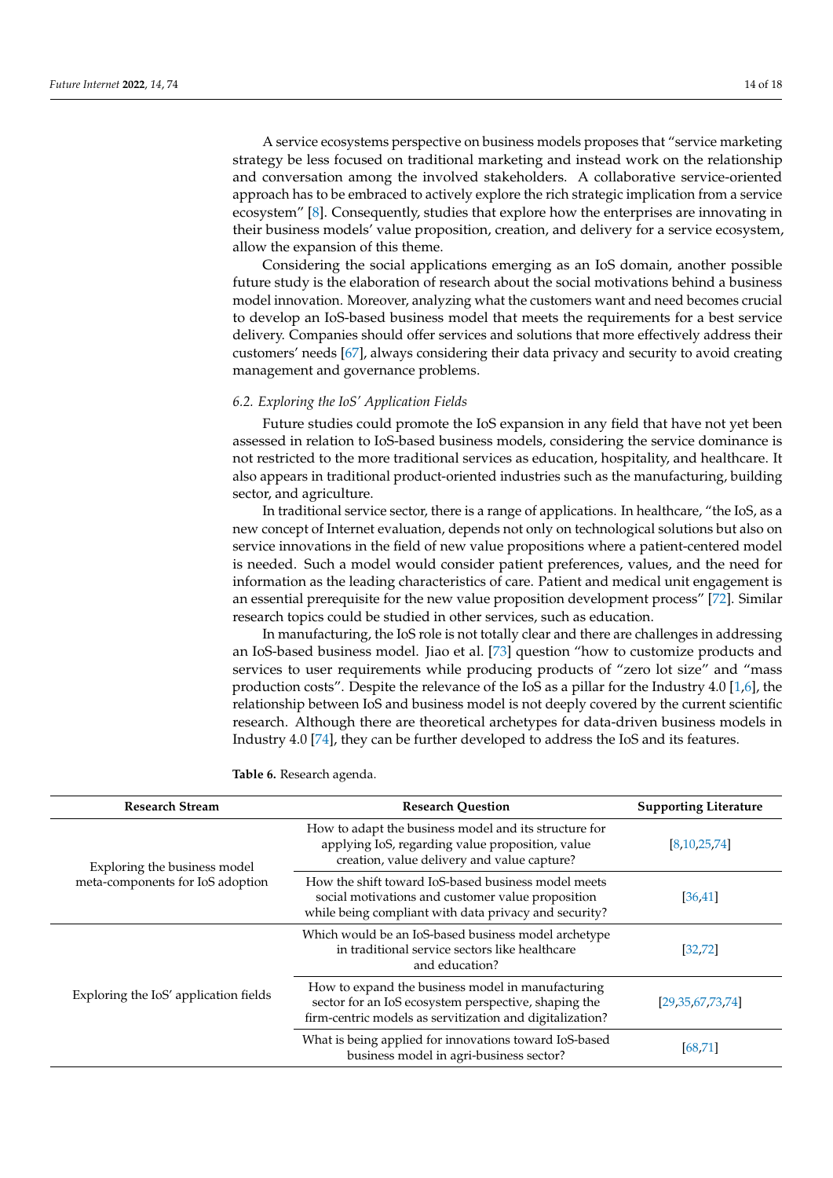A service ecosystems perspective on business models proposes that "service marketing strategy be less focused on traditional marketing and instead work on the relationship and conversation among the involved stakeholders. A collaborative service-oriented approach has to be embraced to actively explore the rich strategic implication from a service ecosystem" [8]. Consequently, studies that explore how the enterprises are innovating in their business models' value proposition, creation, and delivery for a service ecosystem, allow the expansion of this theme.

Considering the social applications emerging as an IoS domain, another possible future study is the elaboration of research about the social motivations behind a business model innovation. Moreover, analyzing what the customers want and need becomes crucial to develop an IoS-based business model that meets the requirements for a best service delivery. Companies should offer services and solutions that more effectively address their customers' needs [67], always considering their data privacy and security to avoid creating management and governance problems.

### *6.2. Exploring the IoS' Application Fields*

Future studies could promote the IoS expansion in any field that have not yet been assessed in relation to IoS-based business models, considering the service dominance is not restricted to the more traditional services as education, hospitality, and healthcare. It also appears in traditional product-oriented industries such as the manufacturing, building sector, and agriculture.

In traditional service sector, there is a range of applications. In healthcare, "the IoS, as a new concept of Internet evaluation, depends not only on technological solutions but also on service innovations in the field of new value propositions where a patient-centered model is needed. Such a model would consider patient preferences, values, and the need for information as the leading characteristics of care. Patient and medical unit engagement is an essential prerequisite for the new value proposition development process" [72]. Similar research topics could be studied in other services, such as education.

In manufacturing, the IoS role is not totally clear and there are challenges in addressing an IoS-based business model. Jiao et al. [73] question "how to customize products and services to user requirements while producing products of "zero lot size" and "mass production costs". Despite the relevance of the IoS as a pillar for the Industry 4.0 [1,6], the relationship between IoS and business model is not deeply covered by the current scientific research. Although there are theoretical archetypes for data-driven business models in Industry 4.0 [74], they can be further developed to address the IoS and its features.

**Table 6.** Research agenda.

| Research Stream | Research Question | Supporting Literature |
|---|---|---|
| Exploring the business model meta-components for IoS adoption | How to adapt the business model and its structure for applying IoS, regarding value proposition, value creation, value delivery and value capture? | [8,10,25,74] |
| | How the shift toward IoS-based business model meets social motivations and customer value proposition while being compliant with data privacy and security? | [36,41] |
| Exploring the IoS' application fields | Which would be an IoS-based business model archetype in traditional service sectors like healthcare and education? | [32,72] |
| | How to expand the business model in manufacturing sector for an IoS ecosystem perspective, shaping the firm-centric models as servitization and digitalization? | [29,35,67,73,74] |
| | What is being applied for innovations toward IoS-based business model in agri-business sector? | [68,71] |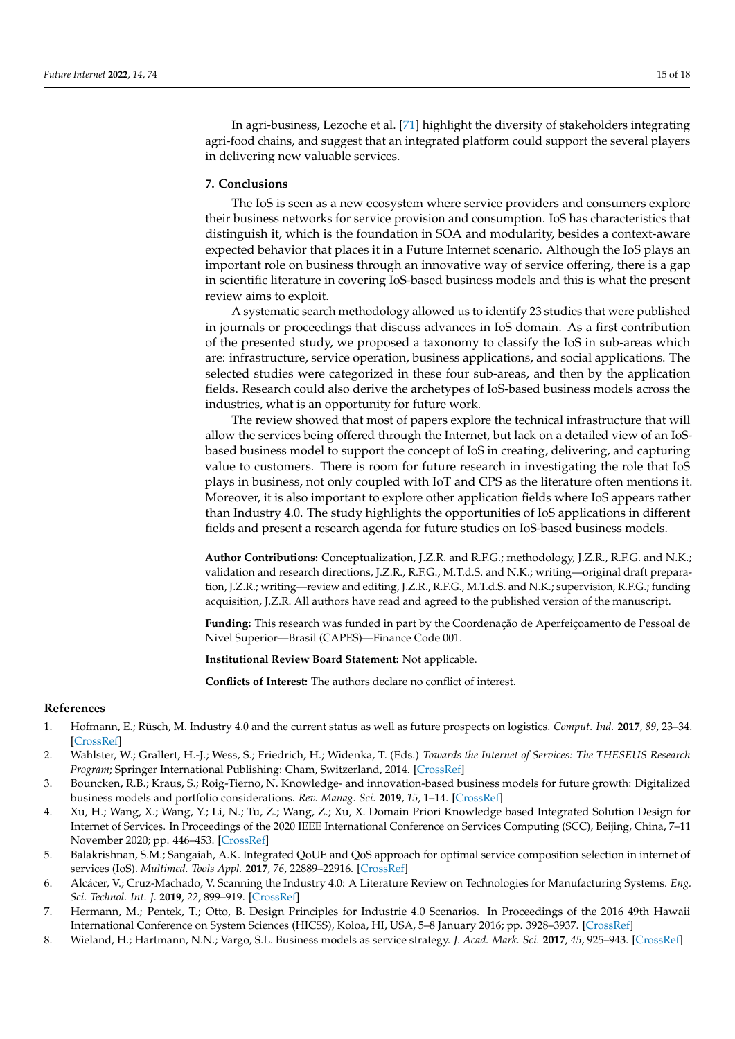In agri-business, Lezoche et al. [71] highlight the diversity of stakeholders integrating agri-food chains, and suggest that an integrated platform could support the several players in delivering new valuable services.

## 7. Conclusions

The IoS is seen as a new ecosystem where service providers and consumers explore their business networks for service provision and consumption. IoS has characteristics that distinguish it, which is the foundation in SOA and modularity, besides a context-aware expected behavior that places it in a Future Internet scenario. Although the IoS plays an important role on business through an innovative way of service offering, there is a gap in scientific literature in covering IoS-based business models and this is what the present review aims to exploit.

A systematic search methodology allowed us to identify 23 studies that were published in journals or proceedings that discuss advances in IoS domain. As a first contribution of the presented study, we proposed a taxonomy to classify the IoS in sub-areas which are: infrastructure, service operation, business applications, and social applications. The selected studies were categorized in these four sub-areas, and then by the application fields. Research could also derive the archetypes of IoS-based business models across the industries, what is an opportunity for future work.

The review showed that most of papers explore the technical infrastructure that will allow the services being offered through the Internet, but lack on a detailed view of an IoS-based business model to support the concept of IoS in creating, delivering, and capturing value to customers. There is room for future research in investigating the role that IoS plays in business, not only coupled with IoT and CPS as the literature often mentions it. Moreover, it is also important to explore other application fields where IoS appears rather than Industry 4.0. The study highlights the opportunities of IoS applications in different fields and present a research agenda for future studies on IoS-based business models.

**Author Contributions:** Conceptualization, J.Z.R. and R.F.G.; methodology, J.Z.R., R.F.G. and N.K.; validation and research directions, J.Z.R., R.F.G., M.T.d.S. and N.K.; writing—original draft preparation, J.Z.R.; writing—review and editing, J.Z.R., R.F.G., M.T.d.S. and N.K.; supervision, R.F.G.; funding acquisition, J.Z.R. All authors have read and agreed to the published version of the manuscript.

**Funding:** This research was funded in part by the Coordenação de Aperfeiçoamento de Pessoal de Nivel Superior—Brasil (CAPES)—Finance Code 001.

**Institutional Review Board Statement:** Not applicable.

**Conflicts of Interest:** The authors declare no conflict of interest.

## References

1. Hofmann, E.; Rüsch, M. Industry 4.0 and the current status as well as future prospects on logistics. *Comput. Ind.* **2017**, *89*, 23–34. [CrossRef]
2. Wahlster, W.; Grallert, H.-J.; Wess, S.; Friedrich, H.; Widenka, T. (Eds.) *Towards the Internet of Services: The THESEUS Research Program*; Springer International Publishing: Cham, Switzerland, 2014. [CrossRef]
3. Bouncken, R.B.; Kraus, S.; Roig-Tierno, N. Knowledge- and innovation-based business models for future growth: Digitalized business models and portfolio considerations. *Rev. Manag. Sci.* **2019**, *15*, 1–14. [CrossRef]
4. Xu, H.; Wang, X.; Wang, Y.; Li, N.; Tu, Z.; Wang, Z.; Xu, X. Domain Priori Knowledge based Integrated Solution Design for Internet of Services. In Proceedings of the 2020 IEEE International Conference on Services Computing (SCC), Beijing, China, 7–11 November 2020; pp. 446–453. [CrossRef]
5. Balakrishnan, S.M.; Sangaiah, A.K. Integrated QoUE and QoS approach for optimal service composition selection in internet of services (IoS). *Multimed. Tools Appl.* **2017**, *76*, 22889–22916. [CrossRef]
6. Alcácer, V.; Cruz-Machado, V. Scanning the Industry 4.0: A Literature Review on Technologies for Manufacturing Systems. *Eng. Sci. Technol. Int. J.* **2019**, *22*, 899–919. [CrossRef]
7. Hermann, M.; Pentek, T.; Otto, B. Design Principles for Industrie 4.0 Scenarios. In Proceedings of the 2016 49th Hawaii International Conference on System Sciences (HICSS), Koloa, HI, USA, 5–8 January 2016; pp. 3928–3937. [CrossRef]
8. Wieland, H.; Hartmann, N.N.; Vargo, S.L. Business models as service strategy. *J. Acad. Mark. Sci.* **2017**, *45*, 925–943. [CrossRef]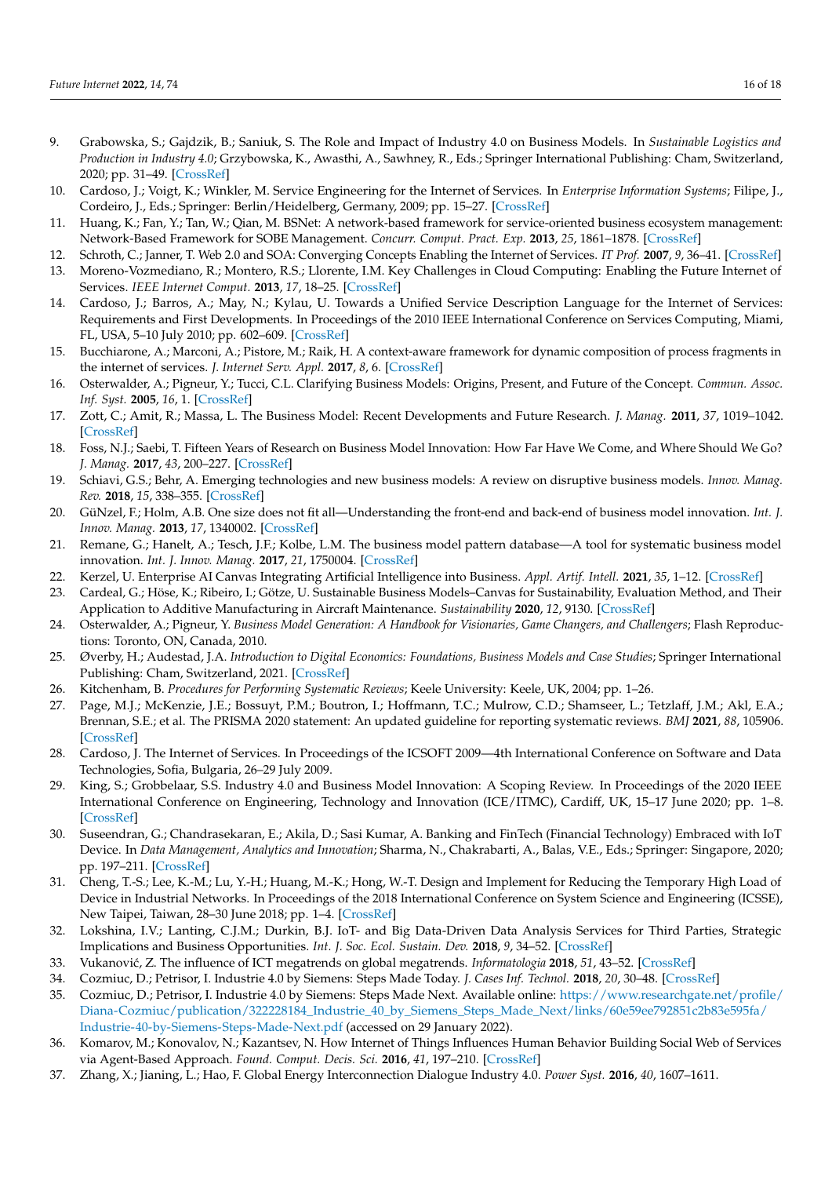9. Grabowska, S.; Gajdzik, B.; Saniuk, S. The Role and Impact of Industry 4.0 on Business Models. In *Sustainable Logistics and Production in Industry 4.0*; Grzybowska, K., Awasthi, A., Sawhney, R., Eds.; Springer International Publishing: Cham, Switzerland, 2020; pp. 31–49. [CrossRef]
10. Cardoso, J.; Voigt, K.; Winkler, M. Service Engineering for the Internet of Services. In *Enterprise Information Systems*; Filipe, J., Cordeiro, J., Eds.; Springer: Berlin/Heidelberg, Germany, 2009; pp. 15–27. [CrossRef]
11. Huang, K.; Fan, Y.; Tan, W.; Qian, M. BSNet: A network-based framework for service-oriented business ecosystem management: Network-Based Framework for SOBE Management. *Concurr. Comput. Pract. Exp.* **2013**, *25*, 1861–1878. [CrossRef]
12. Schroth, C.; Janner, T. Web 2.0 and SOA: Converging Concepts Enabling the Internet of Services. *IT Prof.* **2007**, *9*, 36–41. [CrossRef]
13. Moreno-Vozmediano, R.; Montero, R.S.; Llorente, I.M. Key Challenges in Cloud Computing: Enabling the Future Internet of Services. *IEEE Internet Comput.* **2013**, *17*, 18–25. [CrossRef]
14. Cardoso, J.; Barros, A.; May, N.; Kylau, U. Towards a Unified Service Description Language for the Internet of Services: Requirements and First Developments. In Proceedings of the 2010 IEEE International Conference on Services Computing, Miami, FL, USA, 5–10 July 2010; pp. 602–609. [CrossRef]
15. Bucchiarone, A.; Marconi, A.; Pistore, M.; Raik, H. A context-aware framework for dynamic composition of process fragments in the internet of services. *J. Internet Serv. Appl.* **2017**, *8*, 6. [CrossRef]
16. Osterwalder, A.; Pigneur, Y.; Tucci, C.L. Clarifying Business Models: Origins, Present, and Future of the Concept. *Commun. Assoc. Inf. Syst.* **2005**, *16*, 1. [CrossRef]
17. Zott, C.; Amit, R.; Massa, L. The Business Model: Recent Developments and Future Research. *J. Manag.* **2011**, *37*, 1019–1042. [CrossRef]
18. Foss, N.J.; Saebi, T. Fifteen Years of Research on Business Model Innovation: How Far Have We Come, and Where Should We Go? *J. Manag.* **2017**, *43*, 200–227. [CrossRef]
19. Schiavi, G.S.; Behr, A. Emerging technologies and new business models: A review on disruptive business models. *Innov. Manag. Rev.* **2018**, *15*, 338–355. [CrossRef]
20. GüNzel, F.; Holm, A.B. One size does not fit all—Understanding the front-end and back-end of business model innovation. *Int. J. Innov. Manag.* **2013**, *17*, 1340002. [CrossRef]
21. Remane, G.; Hanelt, A.; Tesch, J.F.; Kolbe, L.M. The business model pattern database—A tool for systematic business model innovation. *Int. J. Innov. Manag.* **2017**, *21*, 1750004. [CrossRef]
22. Kerzel, U. Enterprise AI Canvas Integrating Artificial Intelligence into Business. *Appl. Artif. Intell.* **2021**, *35*, 1–12. [CrossRef]
23. Cardeal, G.; Höse, K.; Ribeiro, I.; Götze, U. Sustainable Business Models–Canvas for Sustainability, Evaluation Method, and Their Application to Additive Manufacturing in Aircraft Maintenance. *Sustainability* **2020**, *12*, 9130. [CrossRef]
24. Osterwalder, A.; Pigneur, Y. *Business Model Generation: A Handbook for Visionaries, Game Changers, and Challengers*; Flash Reproductions: Toronto, ON, Canada, 2010.
25. Øverby, H.; Audestad, J.A. *Introduction to Digital Economics: Foundations, Business Models and Case Studies*; Springer International Publishing: Cham, Switzerland, 2021. [CrossRef]
26. Kitchenham, B. *Procedures for Performing Systematic Reviews*; Keele University: Keele, UK, 2004; pp. 1–26.
27. Page, M.J.; McKenzie, J.E.; Bossuyt, P.M.; Boutron, I.; Hoffmann, T.C.; Mulrow, C.D.; Shamseer, L.; Tetzlaff, J.M.; Akl, E.A.; Brennan, S.E.; et al. The PRISMA 2020 statement: An updated guideline for reporting systematic reviews. *BMJ* **2021**, *88*, 105906. [CrossRef]
28. Cardoso, J. The Internet of Services. In Proceedings of the ICSOFT 2009—4th International Conference on Software and Data Technologies, Sofia, Bulgaria, 26–29 July 2009.
29. King, S.; Grobbelaar, S.S. Industry 4.0 and Business Model Innovation: A Scoping Review. In Proceedings of the 2020 IEEE International Conference on Engineering, Technology and Innovation (ICE/ITMC), Cardiff, UK, 15–17 June 2020; pp. 1–8. [CrossRef]
30. Suseendran, G.; Chandrasekaran, E.; Akila, D.; Sasi Kumar, A. Banking and FinTech (Financial Technology) Embraced with IoT Device. In *Data Management, Analytics and Innovation*; Sharma, N., Chakrabarti, A., Balas, V.E., Eds.; Springer: Singapore, 2020; pp. 197–211. [CrossRef]
31. Cheng, T.-S.; Lee, K.-M.; Lu, Y.-H.; Huang, M.-K.; Hong, W.-T. Design and Implement for Reducing the Temporary High Load of Device in Industrial Networks. In Proceedings of the 2018 International Conference on System Science and Engineering (ICSSE), New Taipei, Taiwan, 28–30 June 2018; pp. 1–4. [CrossRef]
32. Lokshina, I.V.; Lanting, C.J.M.; Durkin, B.J. IoT- and Big Data-Driven Data Analysis Services for Third Parties, Strategic Implications and Business Opportunities. *Int. J. Soc. Ecol. Sustain. Dev.* **2018**, *9*, 34–52. [CrossRef]
33. Vukanović, Z. The influence of ICT megatrends on global megatrends. *Informatologia* **2018**, *51*, 43–52. [CrossRef]
34. Cozmiuc, D.; Petrisor, I. Industrie 4.0 by Siemens: Steps Made Today. *J. Cases Inf. Technol.* **2018**, *20*, 30–48. [CrossRef]
35. Cozmiuc, D.; Petrisor, I. Industrie 4.0 by Siemens: Steps Made Next. Available online: https://www.researchgate.net/profile/Diana-Cozmiuc/publication/322228184_Industrie_40_by_Siemens_Steps_Made_Next/links/60e59ee792851c2b83e595fa/Industrie-40-by-Siemens-Steps-Made-Next.pdf (accessed on 29 January 2022).
36. Komarov, M.; Konovalov, N.; Kazantsev, N. How Internet of Things Influences Human Behavior Building Social Web of Services via Agent-Based Approach. *Found. Comput. Decis. Sci.* **2016**, *41*, 197–210. [CrossRef]
37. Zhang, X.; Jianing, L.; Hao, F. Global Energy Interconnection Dialogue Industry 4.0. *Power Syst.* **2016**, *40*, 1607–1611.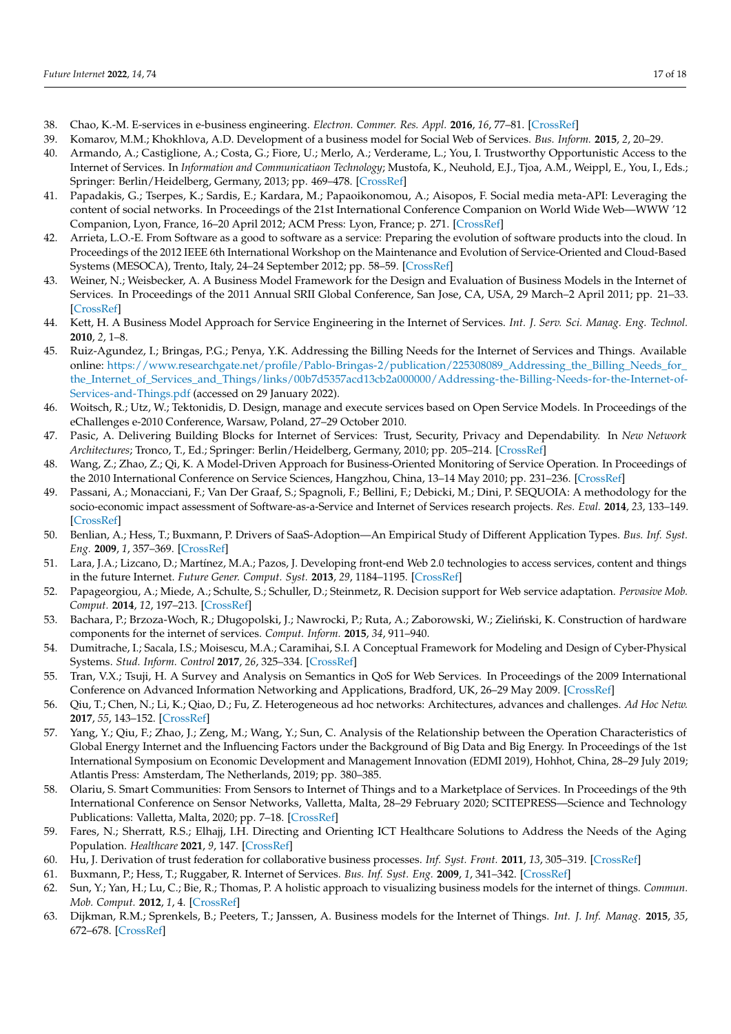38. Chao, K.-M. E-services in e-business engineering. *Electron. Commer. Res. Appl.* **2016**, *16*, 77–81. [CrossRef]
39. Komarov, M.M.; Khokhlova, A.D. Development of a business model for Social Web of Services. *Bus. Inform.* **2015**, *2*, 20–29.
40. Armando, A.; Castiglione, A.; Costa, G.; Fiore, U.; Merlo, A.; Verderame, L.; You, I. Trustworthy Opportunistic Access to the Internet of Services. In *Information and Communicatiaon Technology*; Mustofa, K., Neuhold, E.J., Tjoa, A.M., Weippl, E., You, I., Eds.; Springer: Berlin/Heidelberg, Germany, 2013; pp. 469–478. [CrossRef]
41. Papadakis, G.; Tserpes, K.; Sardis, E.; Kardara, M.; Papaoikonomou, A.; Aisopos, F. Social media meta-API: Leveraging the content of social networks. In Proceedings of the 21st International Conference Companion on World Wide Web—WWW '12 Companion, Lyon, France, 16–20 April 2012; ACM Press: Lyon, France; p. 271. [CrossRef]
42. Arrieta, L.O.-E. From Software as a good to software as a service: Preparing the evolution of software products into the cloud. In Proceedings of the 2012 IEEE 6th International Workshop on the Maintenance and Evolution of Service-Oriented and Cloud-Based Systems (MESOCA), Trento, Italy, 24–24 September 2012; pp. 58–59. [CrossRef]
43. Weiner, N.; Weisbecker, A. A Business Model Framework for the Design and Evaluation of Business Models in the Internet of Services. In Proceedings of the 2011 Annual SRII Global Conference, San Jose, CA, USA, 29 March–2 April 2011; pp. 21–33. [CrossRef]
44. Kett, H. A Business Model Approach for Service Engineering in the Internet of Services. *Int. J. Serv. Sci. Manag. Eng. Technol.* **2010**, *2*, 1–8.
45. Ruiz-Agundez, I.; Bringas, P.G.; Penya, Y.K. Addressing the Billing Needs for the Internet of Services and Things. Available online: https://www.researchgate.net/profile/Pablo-Bringas-2/publication/225308089_Addressing_the_Billing_Needs_for_the_Internet_of_Services_and_Things/links/00b7d5357acd13cb2a000000/Addressing-the-Billing-Needs-for-the-Internet-of-Services-and-Things.pdf (accessed on 29 January 2022).
46. Woitsch, R.; Utz, W.; Tektonidis, D. Design, manage and execute services based on Open Service Models. In Proceedings of the eChallenges e-2010 Conference, Warsaw, Poland, 27–29 October 2010.
47. Pasic, A. Delivering Building Blocks for Internet of Services: Trust, Security, Privacy and Dependability. In *New Network Architectures*; Tronco, T., Ed.; Springer: Berlin/Heidelberg, Germany, 2010; pp. 205–214. [CrossRef]
48. Wang, Z.; Zhao, Z.; Qi, K. A Model-Driven Approach for Business-Oriented Monitoring of Service Operation. In Proceedings of the 2010 International Conference on Service Sciences, Hangzhou, China, 13–14 May 2010; pp. 231–236. [CrossRef]
49. Passani, A.; Monacciani, F.; Van Der Graaf, S.; Spagnoli, F.; Bellini, F.; Debicki, M.; Dini, P. SEQUOIA: A methodology for the socio-economic impact assessment of Software-as-a-Service and Internet of Services research projects. *Res. Eval.* **2014**, *23*, 133–149. [CrossRef]
50. Benlian, A.; Hess, T.; Buxmann, P. Drivers of SaaS-Adoption—An Empirical Study of Different Application Types. *Bus. Inf. Syst. Eng.* **2009**, *1*, 357–369. [CrossRef]
51. Lara, J.A.; Lizcano, D.; Martínez, M.A.; Pazos, J. Developing front-end Web 2.0 technologies to access services, content and things in the future Internet. *Future Gener. Comput. Syst.* **2013**, *29*, 1184–1195. [CrossRef]
52. Papageorgiou, A.; Miede, A.; Schulte, S.; Schuller, D.; Steinmetz, R. Decision support for Web service adaptation. *Pervasive Mob. Comput.* **2014**, *12*, 197–213. [CrossRef]
53. Bachara, P.; Brzoza-Woch, R.; Długopolski, J.; Nawrocki, P.; Ruta, A.; Zaborowski, W.; Zieliński, K. Construction of hardware components for the internet of services. *Comput. Inform.* **2015**, *34*, 911–940.
54. Dumitrache, I.; Sacala, I.S.; Moisescu, M.A.; Caramihai, S.I. A Conceptual Framework for Modeling and Design of Cyber-Physical Systems. *Stud. Inform. Control* **2017**, *26*, 325–334. [CrossRef]
55. Tran, V.X.; Tsuji, H. A Survey and Analysis on Semantics in QoS for Web Services. In Proceedings of the 2009 International Conference on Advanced Information Networking and Applications, Bradford, UK, 26–29 May 2009. [CrossRef]
56. Qiu, T.; Chen, N.; Li, K.; Qiao, D.; Fu, Z. Heterogeneous ad hoc networks: Architectures, advances and challenges. *Ad Hoc Netw.* **2017**, *55*, 143–152. [CrossRef]
57. Yang, Y.; Qiu, F.; Zhao, J.; Zeng, M.; Wang, Y.; Sun, C. Analysis of the Relationship between the Operation Characteristics of Global Energy Internet and the Influencing Factors under the Background of Big Data and Big Energy. In Proceedings of the 1st International Symposium on Economic Development and Management Innovation (EDMI 2019), Hohhot, China, 28–29 July 2019; Atlantis Press: Amsterdam, The Netherlands, 2019; pp. 380–385.
58. Olariu, S. Smart Communities: From Sensors to Internet of Things and to a Marketplace of Services. In Proceedings of the 9th International Conference on Sensor Networks, Valletta, Malta, 28–29 February 2020; SCITEPRESS—Science and Technology Publications: Valletta, Malta, 2020; pp. 7–18. [CrossRef]
59. Fares, N.; Sherratt, R.S.; Elhajj, I.H. Directing and Orienting ICT Healthcare Solutions to Address the Needs of the Aging Population. *Healthcare* **2021**, *9*, 147. [CrossRef]
60. Hu, J. Derivation of trust federation for collaborative business processes. *Inf. Syst. Front.* **2011**, *13*, 305–319. [CrossRef]
61. Buxmann, P.; Hess, T.; Ruggaber, R. Internet of Services. *Bus. Inf. Syst. Eng.* **2009**, *1*, 341–342. [CrossRef]
62. Sun, Y.; Yan, H.; Lu, C.; Bie, R.; Thomas, P. A holistic approach to visualizing business models for the internet of things. *Commun. Mob. Comput.* **2012**, *1*, 4. [CrossRef]
63. Dijkman, R.M.; Sprenkels, B.; Peeters, T.; Janssen, A. Business models for the Internet of Things. *Int. J. Inf. Manag.* **2015**, *35*, 672–678. [CrossRef]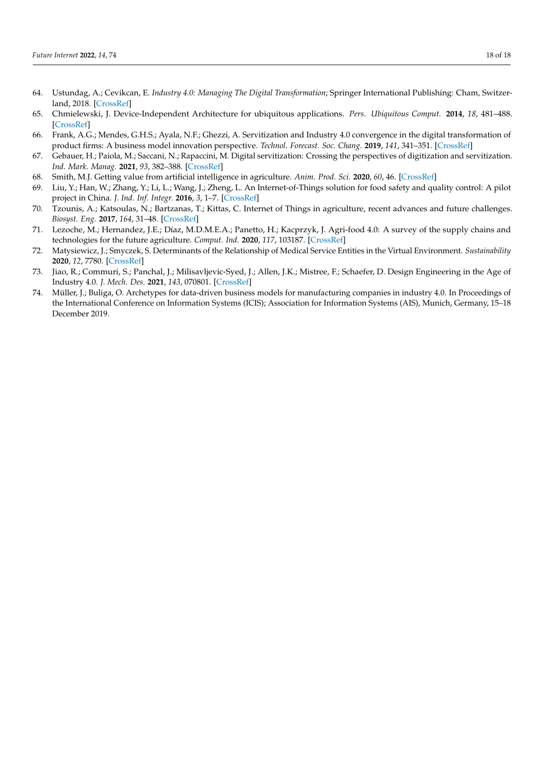64. Ustundag, A.; Cevikcan, E. *Industry 4.0: Managing The Digital Transformation*; Springer International Publishing: Cham, Switzerland, 2018. [CrossRef]
65. Chmielewski, J. Device-Independent Architecture for ubiquitous applications. *Pers. Ubiquitous Comput.* **2014**, *18*, 481–488. [CrossRef]
66. Frank, A.G.; Mendes, G.H.S.; Ayala, N.F.; Ghezzi, A. Servitization and Industry 4.0 convergence in the digital transformation of product firms: A business model innovation perspective. *Technol. Forecast. Soc. Chang.* **2019**, *141*, 341–351. [CrossRef]
67. Gebauer, H.; Paiola, M.; Saccani, N.; Rapaccini, M. Digital servitization: Crossing the perspectives of digitization and servitization. *Ind. Mark. Manag.* **2021**, *93*, 382–388. [CrossRef]
68. Smith, M.J. Getting value from artificial intelligence in agriculture. *Anim. Prod. Sci.* **2020**, *60*, 46. [CrossRef]
69. Liu, Y.; Han, W.; Zhang, Y.; Li, L.; Wang, J.; Zheng, L. An Internet-of-Things solution for food safety and quality control: A pilot project in China. *J. Ind. Inf. Integr.* **2016**, *3*, 1–7. [CrossRef]
70. Tzounis, A.; Katsoulas, N.; Bartzanas, T.; Kittas, C. Internet of Things in agriculture, recent advances and future challenges. *Biosyst. Eng.* **2017**, *164*, 31–48. [CrossRef]
71. Lezoche, M.; Hernandez, J.E.; Díaz, M.D.M.E.A.; Panetto, H.; Kacprzyk, J. Agri-food 4.0: A survey of the supply chains and technologies for the future agriculture. *Comput. Ind.* **2020**, *117*, 103187. [CrossRef]
72. Matysiewicz, J.; Smyczek, S. Determinants of the Relationship of Medical Service Entities in the Virtual Environment. *Sustainability* **2020**, *12*, 7780. [CrossRef]
73. Jiao, R.; Commuri, S.; Panchal, J.; Milisavljevic-Syed, J.; Allen, J.K.; Mistree, F.; Schaefer, D. Design Engineering in the Age of Industry 4.0. *J. Mech. Des.* **2021**, *143*, 070801. [CrossRef]
74. Müller, J.; Buliga, O. Archetypes for data-driven business models for manufacturing companies in industry 4.0. In Proceedings of the International Conference on Information Systems (ICIS); Association for Information Systems (AIS), Munich, Germany, 15–18 December 2019.